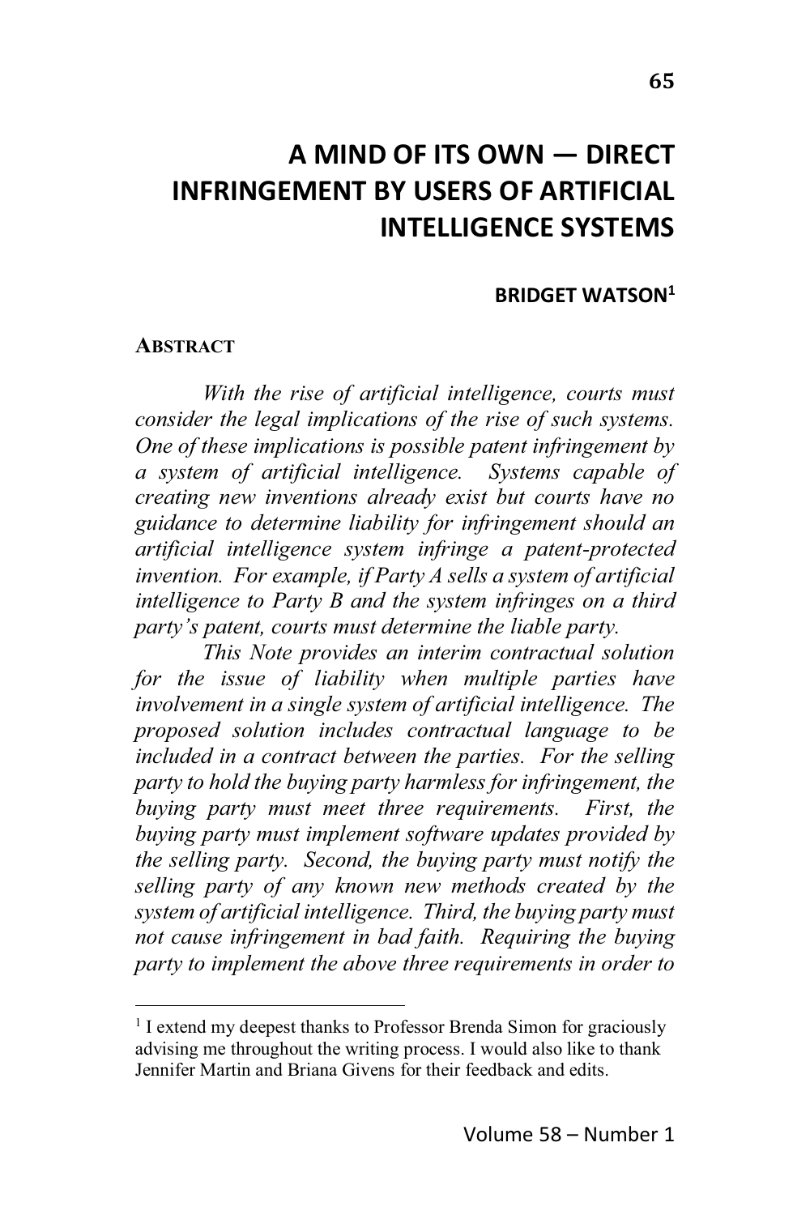# A MIND OF ITS OWN — DIRECT INFRINGEMENT BY USERS OF ARTIFICIAL INTELLIGENCE SYSTEMS

**BRIDGET WATSON**[1]

## ABSTRACT

*With the rise of artificial intelligence, courts must consider the legal implications of the rise of such systems. One of these implications is possible patent infringement by a system of artificial intelligence. Systems capable of creating new inventions already exist but courts have no guidance to determine liability for infringement should an artificial intelligence system infringe a patent-protected invention. For example, if Party A sells a system of artificial intelligence to Party B and the system infringes on a third party's patent, courts must determine the liable party.*

*This Note provides an interim contractual solution for the issue of liability when multiple parties have involvement in a single system of artificial intelligence. The proposed solution includes contractual language to be included in a contract between the parties. For the selling party to hold the buying party harmless for infringement, the buying party must meet three requirements. First, the buying party must implement software updates provided by the selling party. Second, the buying party must notify the selling party of any known new methods created by the system of artificial intelligence. Third, the buying party must not cause infringement in bad faith. Requiring the buying party to implement the above three requirements in order to*

[1] I extend my deepest thanks to Professor Brenda Simon for graciously advising me throughout the writing process. I would also like to thank Jennifer Martin and Briana Givens for their feedback and edits.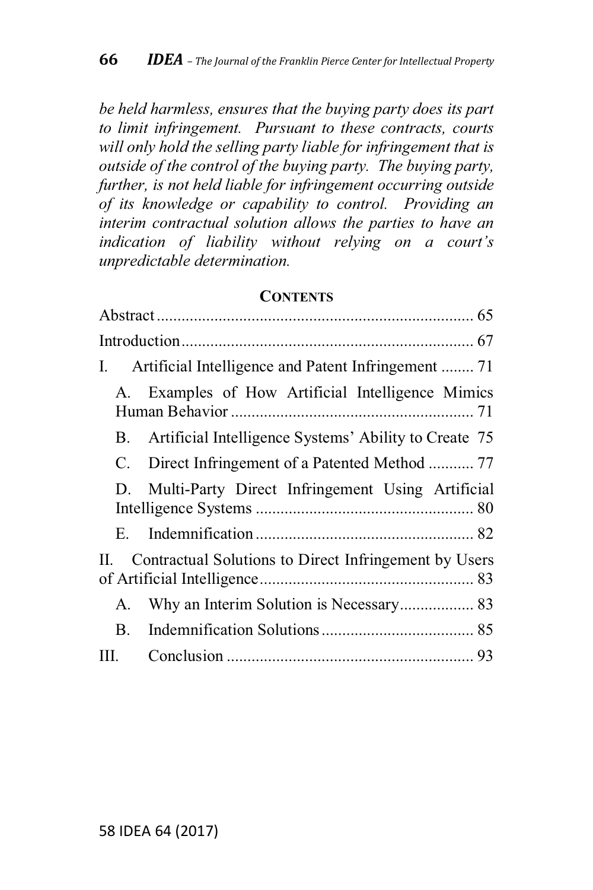*be held harmless, ensures that the buying party does its part to limit infringement. Pursuant to these contracts, courts will only hold the selling party liable for infringement that is outside of the control of the buying party. The buying party, further, is not held liable for infringement occurring outside of its knowledge or capability to control. Providing an interim contractual solution allows the parties to have an indication of liability without relying on a court's unpredictable determination.*

## CONTENTS

Abstract ........................................................................ 65

Introduction .................................................................. 67

I. Artificial Intelligence and Patent Infringement ........ 71

- A. Examples of How Artificial Intelligence Mimics Human Behavior ........................................................ 71
- B. Artificial Intelligence Systems' Ability to Create 75
- C. Direct Infringement of a Patented Method ........... 77
- D. Multi-Party Direct Infringement Using Artificial Intelligence Systems .................................................. 80
- E. Indemnification .................................................. 82

II. Contractual Solutions to Direct Infringement by Users of Artificial Intelligence .................................................. 83

- A. Why an Interim Solution is Necessary................. 83
- B. Indemnification Solutions .................................... 85

III. Conclusion ........................................................ 93

58 IDEA 64 (2017)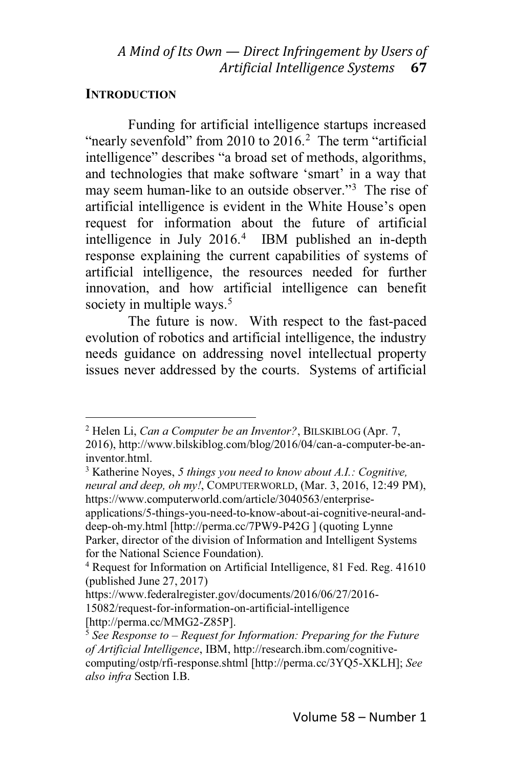## INTRODUCTION

Funding for artificial intelligence startups increased "nearly sevenfold" from 2010 to 2016.[2] The term "artificial intelligence" describes "a broad set of methods, algorithms, and technologies that make software 'smart' in a way that may seem human-like to an outside observer."[3] The rise of artificial intelligence is evident in the White House's open request for information about the future of artificial intelligence in July 2016.[4] IBM published an in-depth response explaining the current capabilities of systems of artificial intelligence, the resources needed for further innovation, and how artificial intelligence can benefit society in multiple ways.[5]

The future is now. With respect to the fast-paced evolution of robotics and artificial intelligence, the industry needs guidance on addressing novel intellectual property issues never addressed by the courts. Systems of artificial

---

[2] Helen Li, *Can a Computer be an Inventor?*, BILSKIBLOG (Apr. 7, 2016), http://www.bilskiblog.com/blog/2016/04/can-a-computer-be-an-inventor.html.

[3] Katherine Noyes, *5 things you need to know about A.I.: Cognitive, neural and deep, oh my!*, COMPUTERWORLD, (Mar. 3, 2016, 12:49 PM), https://www.computerworld.com/article/3040563/enterprise-applications/5-things-you-need-to-know-about-ai-cognitive-neural-and-deep-oh-my.html [http://perma.cc/7PW9-P42G ] (quoting Lynne Parker, director of the division of Information and Intelligent Systems for the National Science Foundation).

[4] Request for Information on Artificial Intelligence, 81 Fed. Reg. 41610 (published June 27, 2017) https://www.federalregister.gov/documents/2016/06/27/2016-15082/request-for-information-on-artificial-intelligence [http://perma.cc/MMG2-Z85P].

[5] *See Response to – Request for Information: Preparing for the Future of Artificial Intelligence*, IBM, http://research.ibm.com/cognitive-computing/ostp/rfi-response.shtml [http://perma.cc/3YQ5-XKLH]; *See also infra* Section I.B.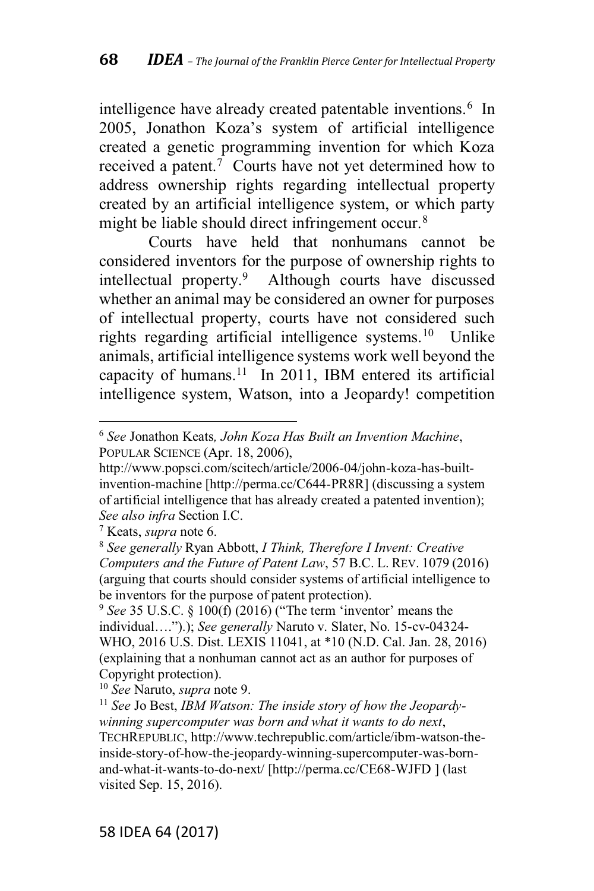intelligence have already created patentable inventions.[6] In 2005, Jonathon Koza's system of artificial intelligence created a genetic programming invention for which Koza received a patent.[7] Courts have not yet determined how to address ownership rights regarding intellectual property created by an artificial intelligence system, or which party might be liable should direct infringement occur.[8]

Courts have held that nonhumans cannot be considered inventors for the purpose of ownership rights to intellectual property.[9] Although courts have discussed whether an animal may be considered an owner for purposes of intellectual property, courts have not considered such rights regarding artificial intelligence systems.[10] Unlike animals, artificial intelligence systems work well beyond the capacity of humans.[11] In 2011, IBM entered its artificial intelligence system, Watson, into a Jeopardy! competition

---

[6] *See* Jonathon Keats*, John Koza Has Built an Invention Machine*, POPULAR SCIENCE (Apr. 18, 2006), http://www.popsci.com/scitech/article/2006-04/john-koza-has-built-invention-machine [http://perma.cc/C644-PR8R] (discussing a system of artificial intelligence that has already created a patented invention); *See also infra* Section I.C.

[7] Keats, *supra* note 6.

[8] *See generally* Ryan Abbott, *I Think, Therefore I Invent: Creative Computers and the Future of Patent Law*, 57 B.C. L. REV. 1079 (2016) (arguing that courts should consider systems of artificial intelligence to be inventors for the purpose of patent protection).

[9] *See* 35 U.S.C. § 100(f) (2016) ("The term 'inventor' means the individual….").); *See generally* Naruto v. Slater, No. 15-cv-04324-WHO, 2016 U.S. Dist. LEXIS 11041, at *10 (N.D. Cal. Jan. 28, 2016) (explaining that a nonhuman cannot act as an author for purposes of Copyright protection).

[10] *See* Naruto, *supra* note 9.

[11] *See* Jo Best, *IBM Watson: The inside story of how the Jeopardy-winning supercomputer was born and what it wants to do next*, TECHREPUBLIC, http://www.techrepublic.com/article/ibm-watson-the-inside-story-of-how-the-jeopardy-winning-supercomputer-was-born-and-what-it-wants-to-do-next/ [http://perma.cc/CE68-WJFD ] (last visited Sep. 15, 2016).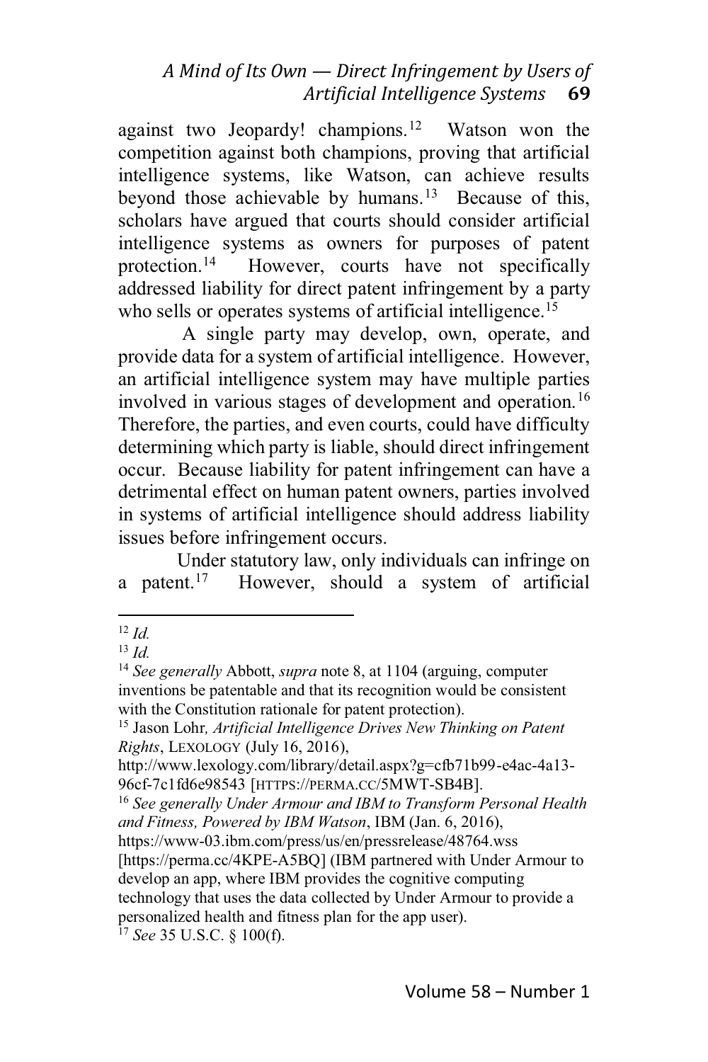against two Jeopardy! champions.[12] Watson won the competition against both champions, proving that artificial intelligence systems, like Watson, can achieve results beyond those achievable by humans.[13] Because of this, scholars have argued that courts should consider artificial intelligence systems as owners for purposes of patent protection.[14] However, courts have not specifically addressed liability for direct patent infringement by a party who sells or operates systems of artificial intelligence.[15]

A single party may develop, own, operate, and provide data for a system of artificial intelligence. However, an artificial intelligence system may have multiple parties involved in various stages of development and operation.[16] Therefore, the parties, and even courts, could have difficulty determining which party is liable, should direct infringement occur. Because liability for patent infringement can have a detrimental effect on human patent owners, parties involved in systems of artificial intelligence should address liability issues before infringement occurs.

Under statutory law, only individuals can infringe on a patent.[17] However, should a system of artificial

---

[12] *Id.*

[13] *Id.*

[14] *See generally* Abbott, *supra* note 8, at 1104 (arguing, computer inventions be patentable and that its recognition would be consistent with the Constitution rationale for patent protection).

[15] Jason Lohr*, Artificial Intelligence Drives New Thinking on Patent Rights*, LEXOLOGY (July 16, 2016), http://www.lexology.com/library/detail.aspx?g=cfb71b99-e4ac-4a13-96cf-7c1fd6e98543 [HTTPS://PERMA.CC/5MWT-SB4B].

[16] *See generally Under Armour and IBM to Transform Personal Health and Fitness, Powered by IBM Watson*, IBM (Jan. 6, 2016), https://www-03.ibm.com/press/us/en/pressrelease/48764.wss [https://perma.cc/4KPE-A5BQ] (IBM partnered with Under Armour to develop an app, where IBM provides the cognitive computing technology that uses the data collected by Under Armour to provide a personalized health and fitness plan for the app user).

[17] *See* 35 U.S.C. § 100(f).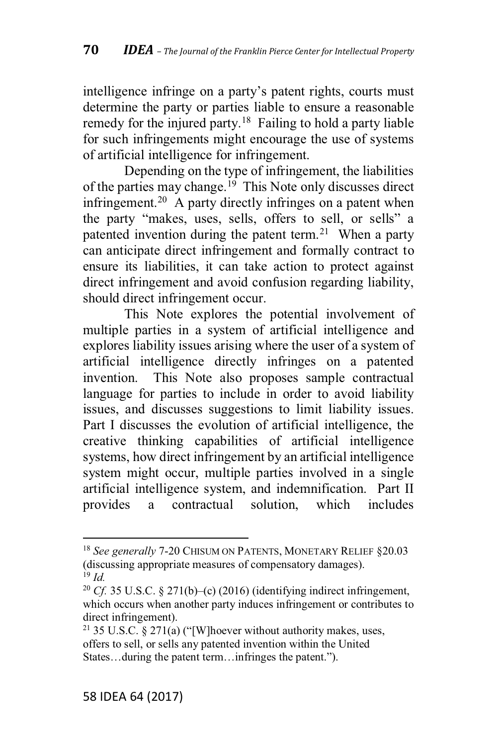intelligence infringe on a party's patent rights, courts must determine the party or parties liable to ensure a reasonable remedy for the injured party.[18] Failing to hold a party liable for such infringements might encourage the use of systems of artificial intelligence for infringement.

Depending on the type of infringement, the liabilities of the parties may change.[19] This Note only discusses direct infringement.[20] A party directly infringes on a patent when the party "makes, uses, sells, offers to sell, or sells" a patented invention during the patent term.[21] When a party can anticipate direct infringement and formally contract to ensure its liabilities, it can take action to protect against direct infringement and avoid confusion regarding liability, should direct infringement occur.

This Note explores the potential involvement of multiple parties in a system of artificial intelligence and explores liability issues arising where the user of a system of artificial intelligence directly infringes on a patented invention. This Note also proposes sample contractual language for parties to include in order to avoid liability issues, and discusses suggestions to limit liability issues. Part I discusses the evolution of artificial intelligence, the creative thinking capabilities of artificial intelligence systems, how direct infringement by an artificial intelligence system might occur, multiple parties involved in a single artificial intelligence system, and indemnification. Part II provides a contractual solution, which includes

---

[18] *See generally* 7-20 CHISUM ON PATENTS, MONETARY RELIEF §20.03 (discussing appropriate measures of compensatory damages).

[19] *Id.*

[20] *Cf.* 35 U.S.C. § 271(b)–(c) (2016) (identifying indirect infringement, which occurs when another party induces infringement or contributes to direct infringement).

[21] 35 U.S.C. § 271(a) ("[W]hoever without authority makes, uses, offers to sell, or sells any patented invention within the United States…during the patent term…infringes the patent.").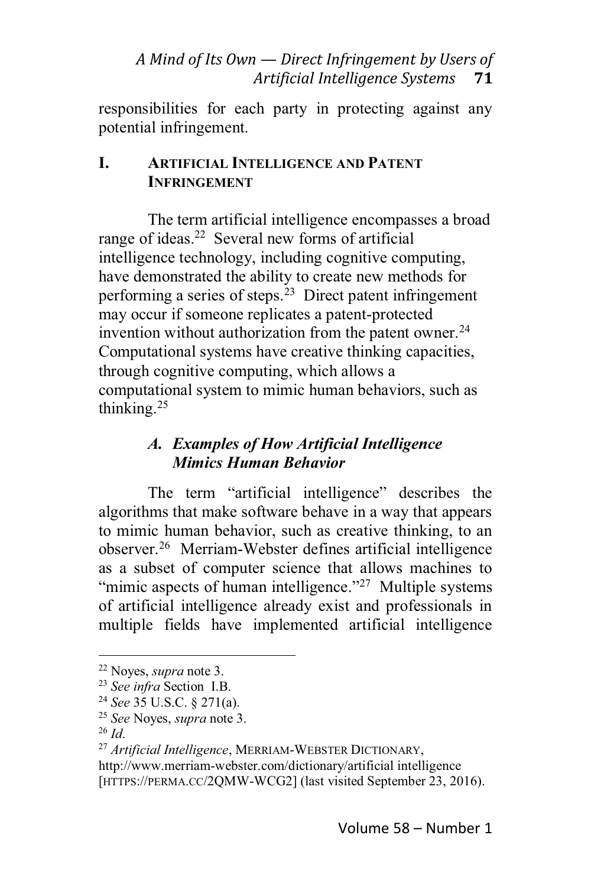responsibilities for each party in protecting against any potential infringement.

## I. Artificial Intelligence and Patent Infringement

The term artificial intelligence encompasses a broad range of ideas.[22] Several new forms of artificial intelligence technology, including cognitive computing, have demonstrated the ability to create new methods for performing a series of steps.[23] Direct patent infringement may occur if someone replicates a patent-protected invention without authorization from the patent owner.[24] Computational systems have creative thinking capacities, through cognitive computing, which allows a computational system to mimic human behaviors, such as thinking.[25]

### *A. Examples of How Artificial Intelligence Mimics Human Behavior*

The term "artificial intelligence" describes the algorithms that make software behave in a way that appears to mimic human behavior, such as creative thinking, to an observer.[26] Merriam-Webster defines artificial intelligence as a subset of computer science that allows machines to "mimic aspects of human intelligence."[27] Multiple systems of artificial intelligence already exist and professionals in multiple fields have implemented artificial intelligence

---

[22] Noyes, *supra* note 3.

[23] *See infra* Section I.B.

[24] *See* 35 U.S.C. § 271(a).

[25] *See* Noyes, *supra* note 3.

[26] *Id.*

[27] *Artificial Intelligence*, MERRIAM-WEBSTER DICTIONARY, http://www.merriam-webster.com/dictionary/artificial intelligence [HTTPS://PERMA.CC/2QMW-WCG2] (last visited September 23, 2016).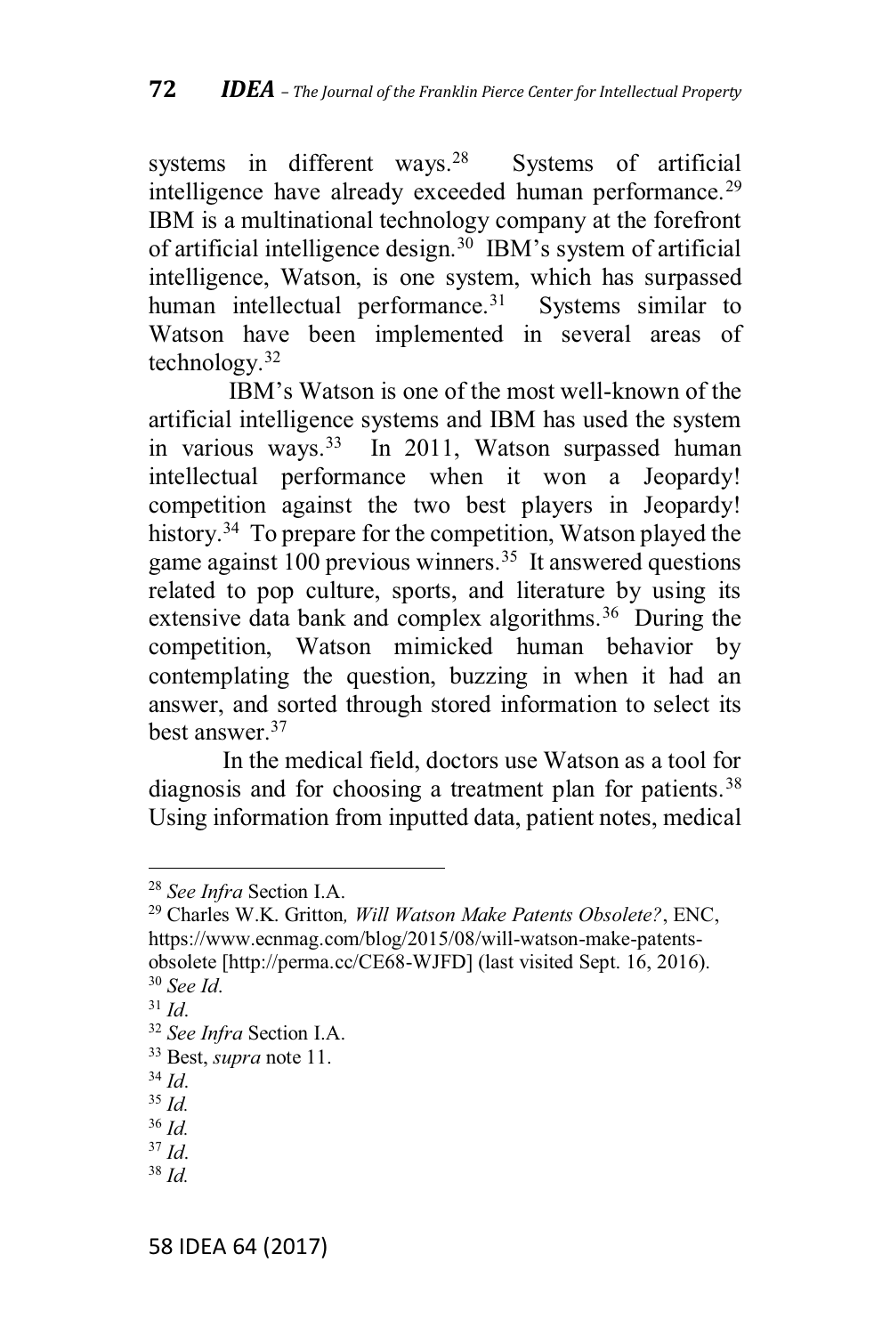systems in different ways.[28] Systems of artificial intelligence have already exceeded human performance.[29] IBM is a multinational technology company at the forefront of artificial intelligence design.[30] IBM's system of artificial intelligence, Watson, is one system, which has surpassed human intellectual performance.[31] Systems similar to Watson have been implemented in several areas of technology.[32]

IBM's Watson is one of the most well-known of the artificial intelligence systems and IBM has used the system in various ways.[33] In 2011, Watson surpassed human intellectual performance when it won a Jeopardy! competition against the two best players in Jeopardy! history.[34] To prepare for the competition, Watson played the game against 100 previous winners.[35] It answered questions related to pop culture, sports, and literature by using its extensive data bank and complex algorithms.[36] During the competition, Watson mimicked human behavior by contemplating the question, buzzing in when it had an answer, and sorted through stored information to select its best answer.[37]

In the medical field, doctors use Watson as a tool for diagnosis and for choosing a treatment plan for patients.[38] Using information from inputted data, patient notes, medical

---

[28] *See Infra* Section I.A.

[29] Charles W.K. Gritton*, Will Watson Make Patents Obsolete?*, ENC, https://www.ecnmag.com/blog/2015/08/will-watson-make-patents-obsolete [http://perma.cc/CE68-WJFD] (last visited Sept. 16, 2016).

[30] *See Id.*

[31] *Id.*

[32] *See Infra* Section I.A.

[33] Best, *supra* note 11.

[34] *Id.*

[35] *Id.*

[36] *Id.*

[37] *Id.*

[38] *Id.*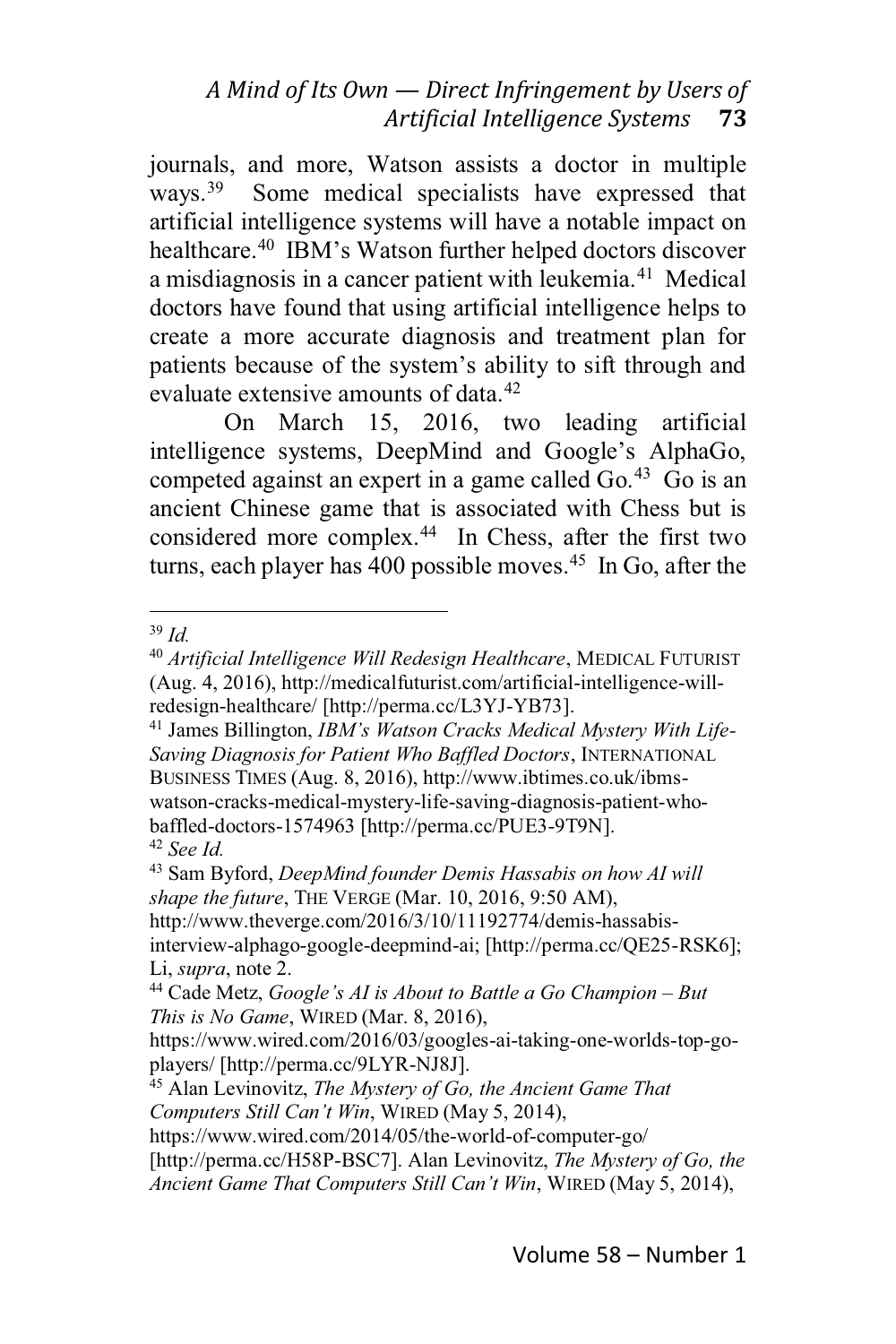journals, and more, Watson assists a doctor in multiple ways.[39] Some medical specialists have expressed that artificial intelligence systems will have a notable impact on healthcare.[40] IBM's Watson further helped doctors discover a misdiagnosis in a cancer patient with leukemia.[41] Medical doctors have found that using artificial intelligence helps to create a more accurate diagnosis and treatment plan for patients because of the system's ability to sift through and evaluate extensive amounts of data.[42]

On March 15, 2016, two leading artificial intelligence systems, DeepMind and Google's AlphaGo, competed against an expert in a game called Go.[43] Go is an ancient Chinese game that is associated with Chess but is considered more complex.[44] In Chess, after the first two turns, each player has 400 possible moves.[45] In Go, after the

---

[39] *Id.*

[40] *Artificial Intelligence Will Redesign Healthcare*, MEDICAL FUTURIST (Aug. 4, 2016), http://medicalfuturist.com/artificial-intelligence-will-redesign-healthcare/ [http://perma.cc/L3YJ-YB73].

[41] James Billington, *IBM's Watson Cracks Medical Mystery With Life-Saving Diagnosis for Patient Who Baffled Doctors*, INTERNATIONAL BUSINESS TIMES (Aug. 8, 2016), http://www.ibtimes.co.uk/ibms-watson-cracks-medical-mystery-life-saving-diagnosis-patient-who-baffled-doctors-1574963 [http://perma.cc/PUE3-9T9N].

[42] *See Id.*

[43] Sam Byford, *DeepMind founder Demis Hassabis on how AI will shape the future*, THE VERGE (Mar. 10, 2016, 9:50 AM), http://www.theverge.com/2016/3/10/11192774/demis-hassabis-interview-alphago-google-deepmind-ai; [http://perma.cc/QE25-RSK6]; Li, *supra*, note 2.

[44] Cade Metz, *Google's AI is About to Battle a Go Champion – But This is No Game*, WIRED (Mar. 8, 2016), https://www.wired.com/2016/03/googles-ai-taking-one-worlds-top-go-players/ [http://perma.cc/9LYR-NJ8J].

[45] Alan Levinovitz, *The Mystery of Go, the Ancient Game That Computers Still Can't Win*, WIRED (May 5, 2014), https://www.wired.com/2014/05/the-world-of-computer-go/ [http://perma.cc/H58P-BSC7]. Alan Levinovitz, *The Mystery of Go, the Ancient Game That Computers Still Can't Win*, WIRED (May 5, 2014),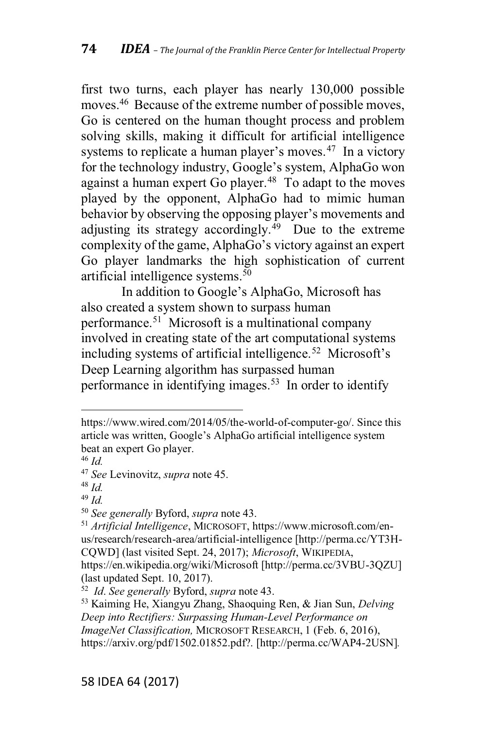first two turns, each player has nearly 130,000 possible moves.[46] Because of the extreme number of possible moves, Go is centered on the human thought process and problem solving skills, making it difficult for artificial intelligence systems to replicate a human player's moves.[47] In a victory for the technology industry, Google's system, AlphaGo won against a human expert Go player.[48] To adapt to the moves played by the opponent, AlphaGo had to mimic human behavior by observing the opposing player's movements and adjusting its strategy accordingly.[49] Due to the extreme complexity of the game, AlphaGo's victory against an expert Go player landmarks the high sophistication of current artificial intelligence systems.[50]

In addition to Google's AlphaGo, Microsoft has also created a system shown to surpass human performance.[51] Microsoft is a multinational company involved in creating state of the art computational systems including systems of artificial intelligence.[52] Microsoft's Deep Learning algorithm has surpassed human performance in identifying images.[53] In order to identify

---

https://www.wired.com/2014/05/the-world-of-computer-go/. Since this article was written, Google's AlphaGo artificial intelligence system beat an expert Go player.

[46] *Id.*

[47] *See* Levinovitz, *supra* note 45.

[48] *Id.*

[49] *Id.*

[50] *See generally* Byford, *supra* note 43.

[51] *Artificial Intelligence*, MICROSOFT, https://www.microsoft.com/en-us/research/research-area/artificial-intelligence [http://perma.cc/YT3H-CQWD] (last visited Sept. 24, 2017); *Microsoft*, WIKIPEDIA, https://en.wikipedia.org/wiki/Microsoft [http://perma.cc/3VBU-3QZU] (last updated Sept. 10, 2017).

[52] *Id*. *See generally* Byford, *supra* note 43.

[53] Kaiming He, Xiangyu Zhang, Shaoquing Ren, & Jian Sun, *Delving Deep into Rectifiers: Surpassing Human-Level Performance on ImageNet Classification,* MICROSOFT RESEARCH, 1 (Feb. 6, 2016), https://arxiv.org/pdf/1502.01852.pdf?. [http://perma.cc/WAP4-2USN].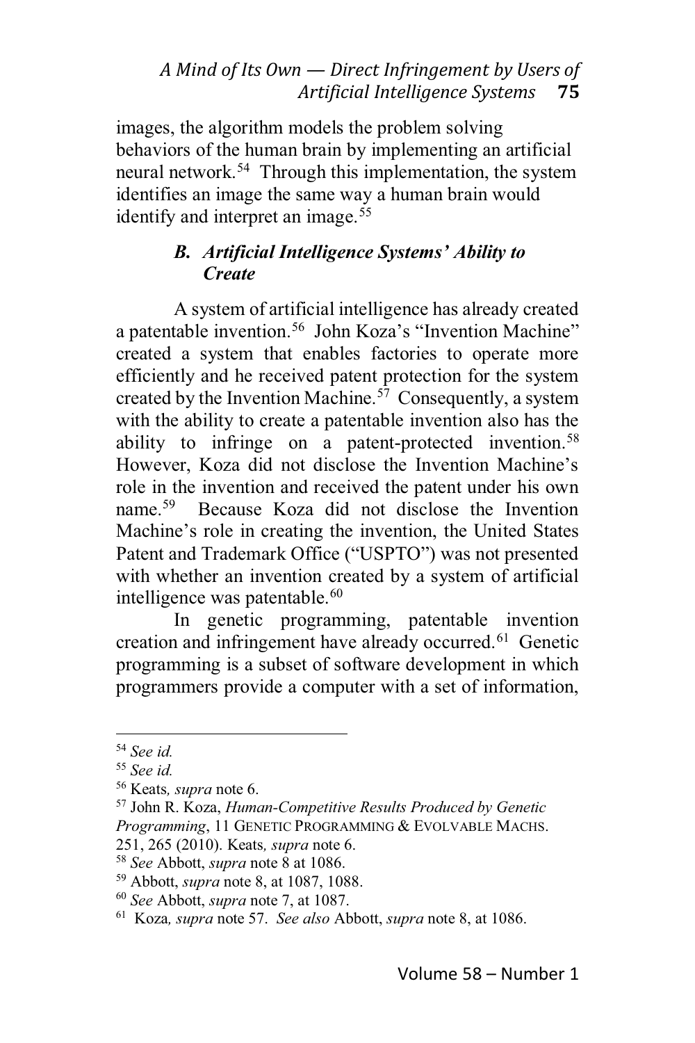images, the algorithm models the problem solving behaviors of the human brain by implementing an artificial neural network.[54] Through this implementation, the system identifies an image the same way a human brain would identify and interpret an image.[55]

### *B. Artificial Intelligence Systems' Ability to Create*

A system of artificial intelligence has already created a patentable invention.[56] John Koza's "Invention Machine" created a system that enables factories to operate more efficiently and he received patent protection for the system created by the Invention Machine.[57] Consequently, a system with the ability to create a patentable invention also has the ability to infringe on a patent-protected invention.[58] However, Koza did not disclose the Invention Machine's role in the invention and received the patent under his own name.[59] Because Koza did not disclose the Invention Machine's role in creating the invention, the United States Patent and Trademark Office ("USPTO") was not presented with whether an invention created by a system of artificial intelligence was patentable.[60]

In genetic programming, patentable invention creation and infringement have already occurred.[61] Genetic programming is a subset of software development in which programmers provide a computer with a set of information,

---

[54] *See id.*

[55] *See id.*

[56] Keats*, supra* note 6.

[57] John R. Koza, *Human-Competitive Results Produced by Genetic Programming*, 11 GENETIC PROGRAMMING & EVOLVABLE MACHS. 251, 265 (2010). Keats*, supra* note 6.

[58] *See* Abbott, *supra* note 8 at 1086.

[59] Abbott, *supra* note 8, at 1087, 1088.

[60] *See* Abbott, *supra* note 7, at 1087.

[61] Koza*, supra* note 57. *See also* Abbott, *supra* note 8, at 1086.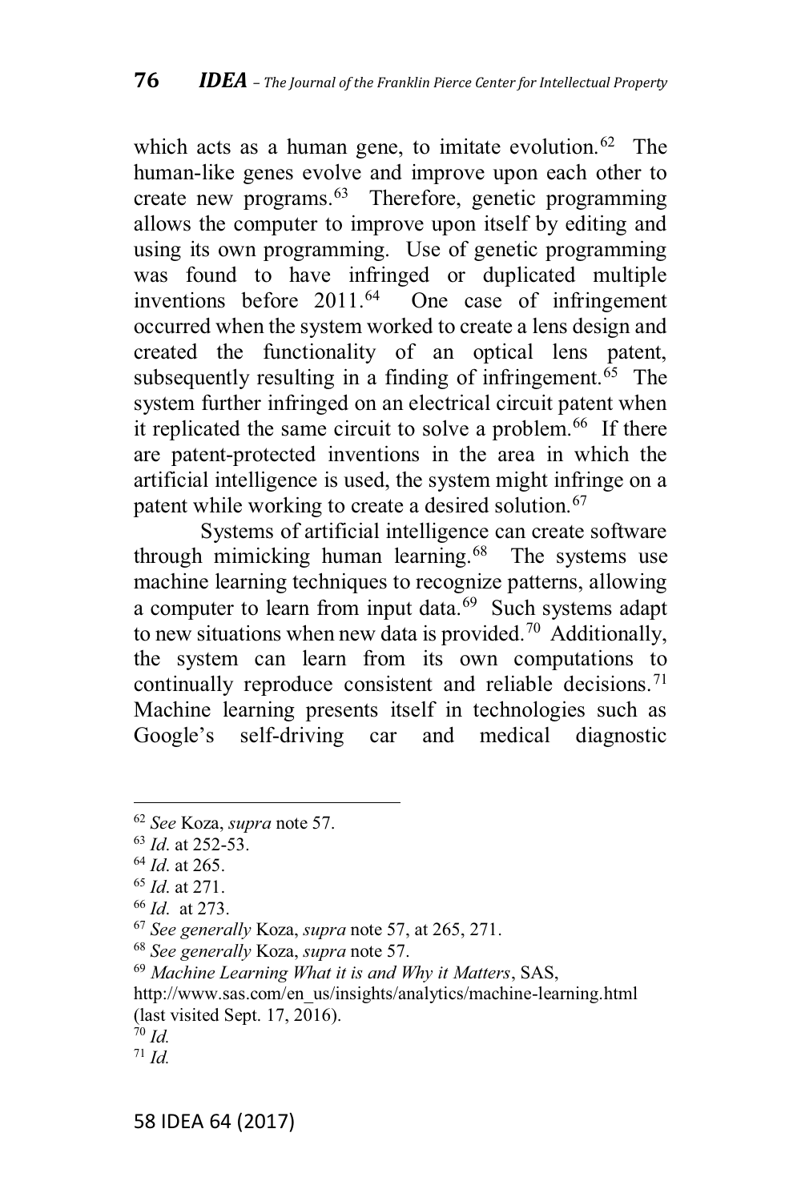which acts as a human gene, to imitate evolution.[62] The human-like genes evolve and improve upon each other to create new programs.[63] Therefore, genetic programming allows the computer to improve upon itself by editing and using its own programming. Use of genetic programming was found to have infringed or duplicated multiple inventions before 2011.[64] One case of infringement occurred when the system worked to create a lens design and created the functionality of an optical lens patent, subsequently resulting in a finding of infringement.[65] The system further infringed on an electrical circuit patent when it replicated the same circuit to solve a problem.[66] If there are patent-protected inventions in the area in which the artificial intelligence is used, the system might infringe on a patent while working to create a desired solution.[67]

Systems of artificial intelligence can create software through mimicking human learning.[68] The systems use machine learning techniques to recognize patterns, allowing a computer to learn from input data.[69] Such systems adapt to new situations when new data is provided.[70] Additionally, the system can learn from its own computations to continually reproduce consistent and reliable decisions.[71] Machine learning presents itself in technologies such as Google's self-driving car and medical diagnostic

---

[62] *See* Koza, *supra* note 57.

[63] *Id*. at 252-53.

[64] *Id*. at 265.

[65] *Id*. at 271.

[66] *Id*. at 273.

[67] *See generally* Koza, *supra* note 57, at 265, 271.

[68] *See generally* Koza, *supra* note 57.

[69] *Machine Learning What it is and Why it Matters*, SAS, http://www.sas.com/en_us/insights/analytics/machine-learning.html (last visited Sept. 17, 2016).

[70] *Id.*

[71] *Id.*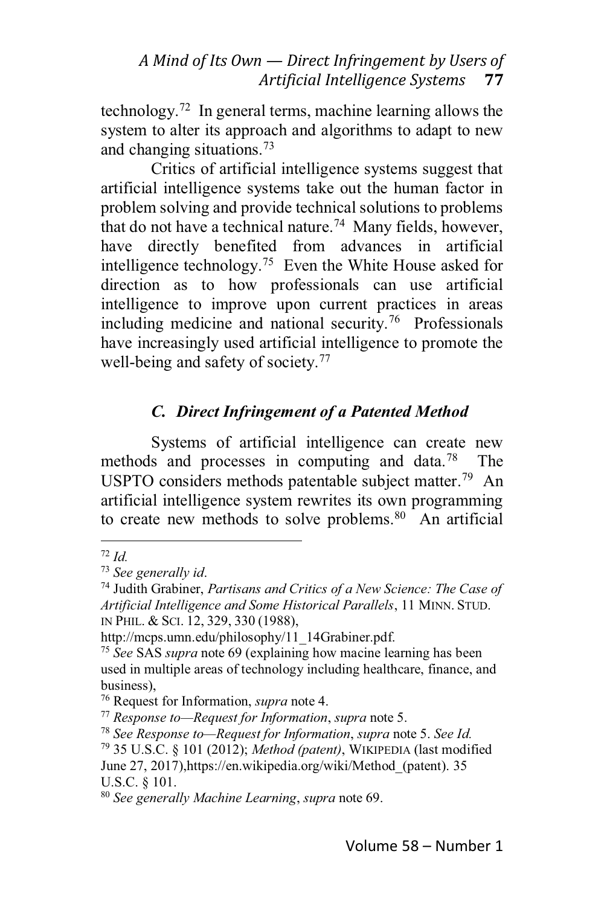technology.[72] In general terms, machine learning allows the system to alter its approach and algorithms to adapt to new and changing situations.[73]

Critics of artificial intelligence systems suggest that artificial intelligence systems take out the human factor in problem solving and provide technical solutions to problems that do not have a technical nature.[74] Many fields, however, have directly benefited from advances in artificial intelligence technology.[75] Even the White House asked for direction as to how professionals can use artificial intelligence to improve upon current practices in areas including medicine and national security.[76] Professionals have increasingly used artificial intelligence to promote the well-being and safety of society.[77]

### *C. Direct Infringement of a Patented Method*

Systems of artificial intelligence can create new methods and processes in computing and data.[78] The USPTO considers methods patentable subject matter.[79] An artificial intelligence system rewrites its own programming to create new methods to solve problems.[80] An artificial

---

[72] *Id.*

[73] *See generally id*.

[74] Judith Grabiner, *Partisans and Critics of a New Science: The Case of Artificial Intelligence and Some Historical Parallels*, 11 MINN. STUD. IN PHIL. & SCI. 12, 329, 330 (1988), http://mcps.umn.edu/philosophy/11_14Grabiner.pdf.

[75] *See* SAS *supra* note 69 (explaining how macine learning has been used in multiple areas of technology including healthcare, finance, and business),

[76] Request for Information, *supra* note 4.

[77] *Response to—Request for Information*, *supra* note 5.

[78] *See Response to—Request for Information*, *supra* note 5. *See Id.*

[79] 35 U.S.C. § 101 (2012); *Method (patent)*, WIKIPEDIA (last modified June 27, 2017),https://en.wikipedia.org/wiki/Method_(patent). 35 U.S.C. § 101.

[80] *See generally Machine Learning*, *supra* note 69.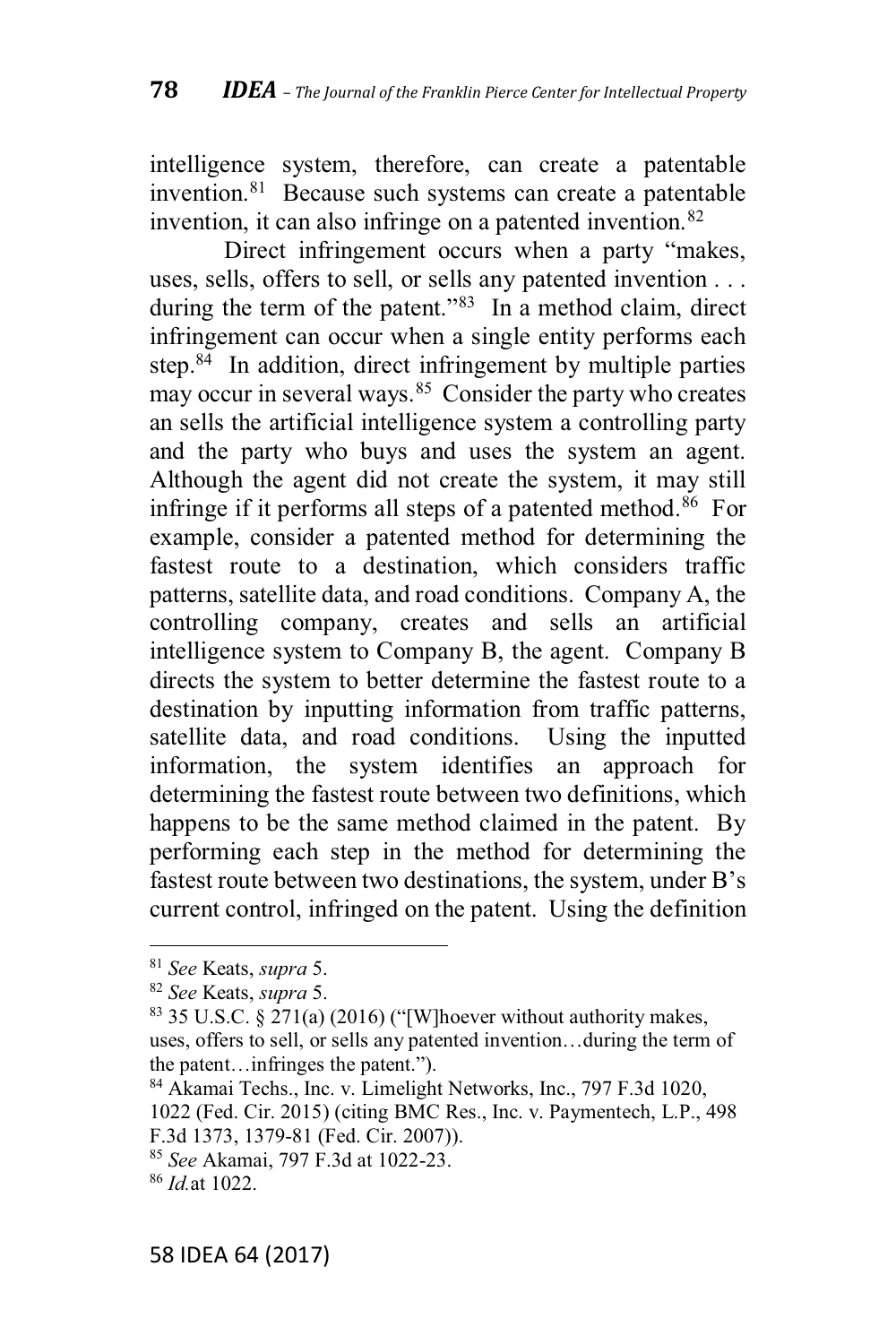intelligence system, therefore, can create a patentable invention.[81] Because such systems can create a patentable invention, it can also infringe on a patented invention.[82]

Direct infringement occurs when a party "makes, uses, sells, offers to sell, or sells any patented invention . . . during the term of the patent."[83] In a method claim, direct infringement can occur when a single entity performs each step.[84] In addition, direct infringement by multiple parties may occur in several ways.[85] Consider the party who creates an sells the artificial intelligence system a controlling party and the party who buys and uses the system an agent. Although the agent did not create the system, it may still infringe if it performs all steps of a patented method.[86] For example, consider a patented method for determining the fastest route to a destination, which considers traffic patterns, satellite data, and road conditions. Company A, the controlling company, creates and sells an artificial intelligence system to Company B, the agent. Company B directs the system to better determine the fastest route to a destination by inputting information from traffic patterns, satellite data, and road conditions. Using the inputted information, the system identifies an approach for determining the fastest route between two definitions, which happens to be the same method claimed in the patent. By performing each step in the method for determining the fastest route between two destinations, the system, under B's current control, infringed on the patent. Using the definition

---

[81] *See* Keats, *supra* 5.

[82] *See* Keats, *supra* 5.

[83] 35 U.S.C. § 271(a) (2016) ("[W]hoever without authority makes, uses, offers to sell, or sells any patented invention…during the term of the patent…infringes the patent.").

[84] Akamai Techs., Inc. v. Limelight Networks, Inc., 797 F.3d 1020, 1022 (Fed. Cir. 2015) (citing BMC Res., Inc. v. Paymentech, L.P., 498 F.3d 1373, 1379-81 (Fed. Cir. 2007)).

[85] *See* Akamai, 797 F.3d at 1022-23.

[86] *Id.* at 1022.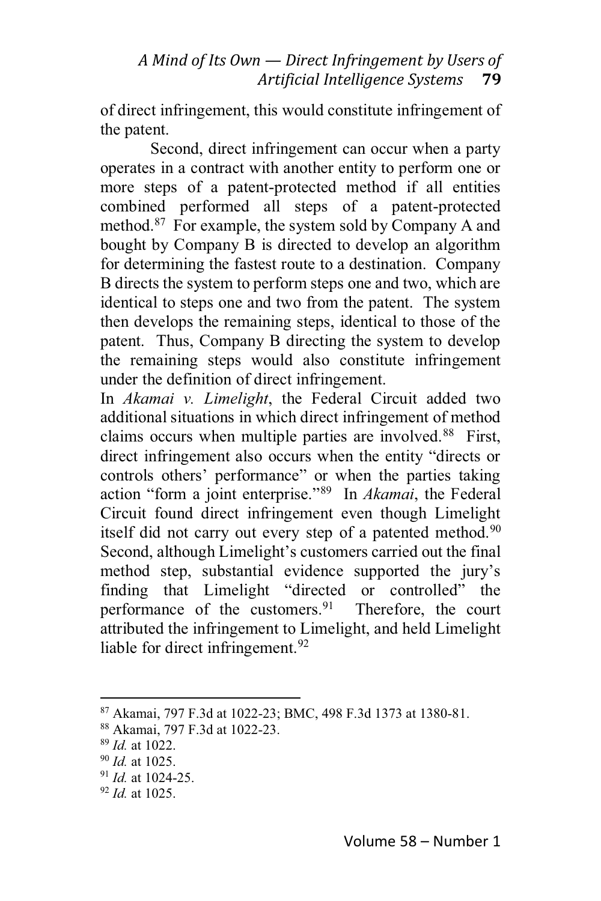of direct infringement, this would constitute infringement of the patent.

Second, direct infringement can occur when a party operates in a contract with another entity to perform one or more steps of a patent-protected method if all entities combined performed all steps of a patent-protected method.[87] For example, the system sold by Company A and bought by Company B is directed to develop an algorithm for determining the fastest route to a destination. Company B directs the system to perform steps one and two, which are identical to steps one and two from the patent. The system then develops the remaining steps, identical to those of the patent. Thus, Company B directing the system to develop the remaining steps would also constitute infringement under the definition of direct infringement.

In *Akamai v. Limelight*, the Federal Circuit added two additional situations in which direct infringement of method claims occurs when multiple parties are involved.[88] First, direct infringement also occurs when the entity "directs or controls others' performance" or when the parties taking action "form a joint enterprise."[89] In *Akamai*, the Federal Circuit found direct infringement even though Limelight itself did not carry out every step of a patented method.[90] Second, although Limelight's customers carried out the final method step, substantial evidence supported the jury's finding that Limelight "directed or controlled" the performance of the customers.[91] Therefore, the court attributed the infringement to Limelight, and held Limelight liable for direct infringement.[92]

---

[87] Akamai, 797 F.3d at 1022-23; BMC, 498 F.3d 1373 at 1380-81.

[88] Akamai, 797 F.3d at 1022-23.

[89] *Id.* at 1022.

[90] *Id.* at 1025.

[91] *Id.* at 1024-25.

[92] *Id.* at 1025.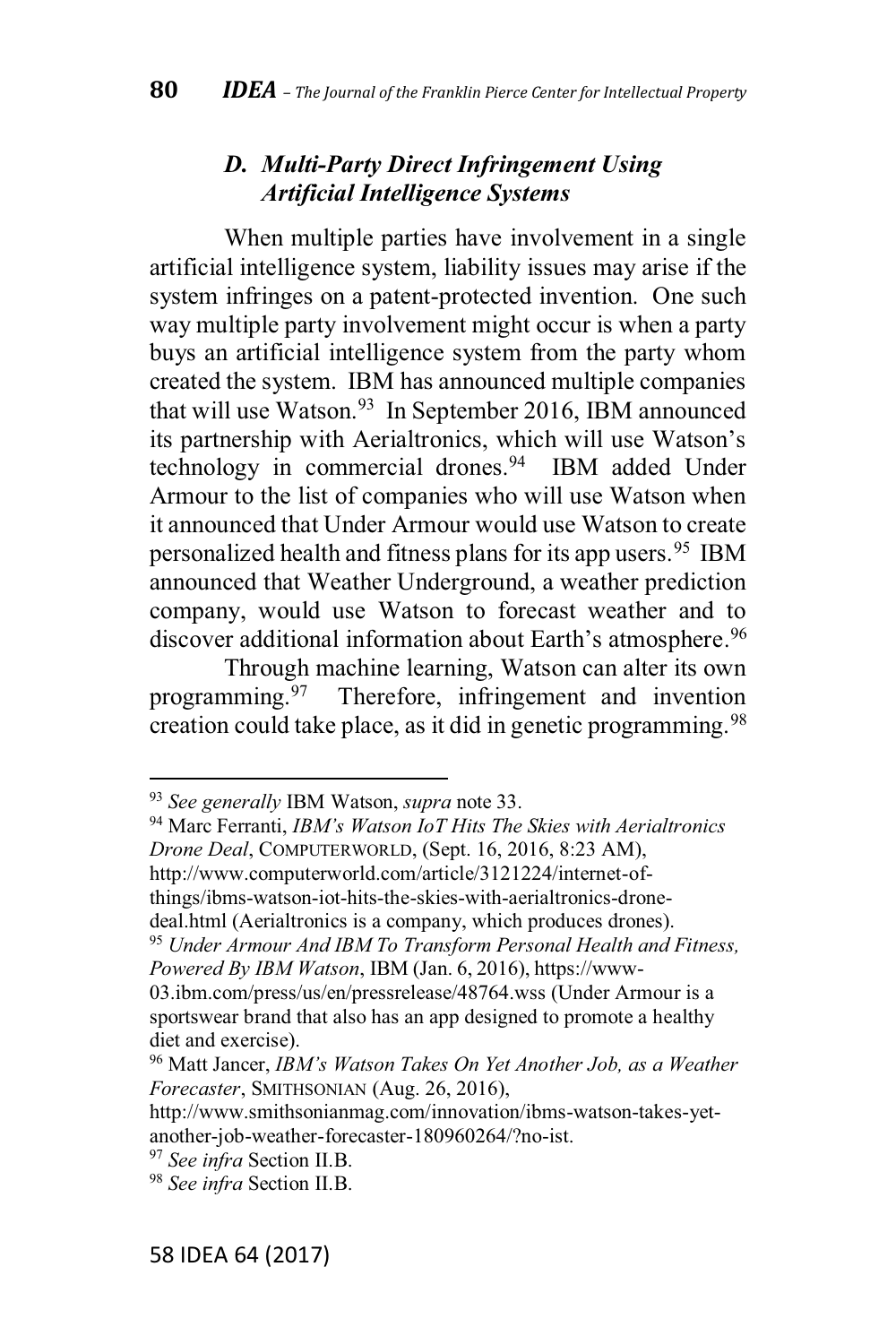### *D. Multi-Party Direct Infringement Using Artificial Intelligence Systems*

When multiple parties have involvement in a single artificial intelligence system, liability issues may arise if the system infringes on a patent-protected invention. One such way multiple party involvement might occur is when a party buys an artificial intelligence system from the party whom created the system. IBM has announced multiple companies that will use Watson.[93] In September 2016, IBM announced its partnership with Aerialtronics, which will use Watson's technology in commercial drones.[94] IBM added Under Armour to the list of companies who will use Watson when it announced that Under Armour would use Watson to create personalized health and fitness plans for its app users.[95] IBM announced that Weather Underground, a weather prediction company, would use Watson to forecast weather and to discover additional information about Earth's atmosphere.[96]

Through machine learning, Watson can alter its own programming.[97] Therefore, infringement and invention creation could take place, as it did in genetic programming.[98]

---

[93] *See generally* IBM Watson, *supra* note 33.

[94] Marc Ferranti, *IBM's Watson IoT Hits The Skies with Aerialtronics Drone Deal*, COMPUTERWORLD, (Sept. 16, 2016, 8:23 AM), http://www.computerworld.com/article/3121224/internet-of-things/ibms-watson-iot-hits-the-skies-with-aerialtronics-drone-deal.html (Aerialtronics is a company, which produces drones).

[95] *Under Armour And IBM To Transform Personal Health and Fitness, Powered By IBM Watson*, IBM (Jan. 6, 2016), https://www-03.ibm.com/press/us/en/pressrelease/48764.wss (Under Armour is a sportswear brand that also has an app designed to promote a healthy diet and exercise).

[96] Matt Jancer, *IBM's Watson Takes On Yet Another Job, as a Weather Forecaster*, SMITHSONIAN (Aug. 26, 2016), http://www.smithsonianmag.com/innovation/ibms-watson-takes-yet-another-job-weather-forecaster-180960264/?no-ist.

[97] *See infra* Section II.B.

[98] *See infra* Section II.B.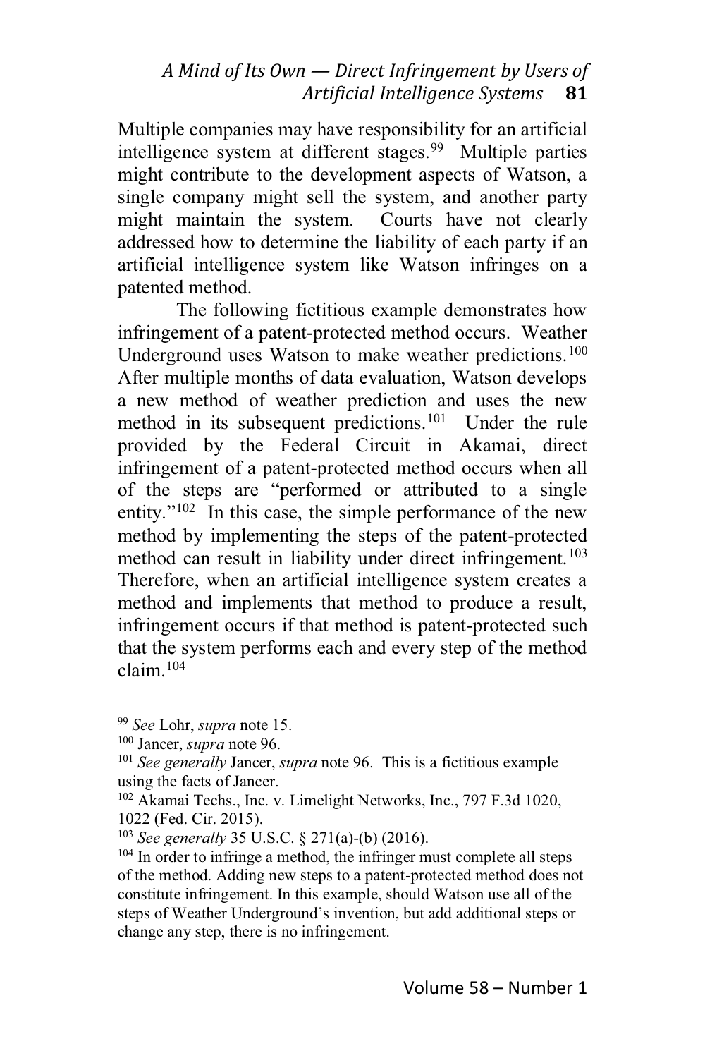Multiple companies may have responsibility for an artificial intelligence system at different stages.[99] Multiple parties might contribute to the development aspects of Watson, a single company might sell the system, and another party might maintain the system. Courts have not clearly addressed how to determine the liability of each party if an artificial intelligence system like Watson infringes on a patented method.

The following fictitious example demonstrates how infringement of a patent-protected method occurs. Weather Underground uses Watson to make weather predictions.[100] After multiple months of data evaluation, Watson develops a new method of weather prediction and uses the new method in its subsequent predictions.[101] Under the rule provided by the Federal Circuit in Akamai, direct infringement of a patent-protected method occurs when all of the steps are "performed or attributed to a single entity."[102] In this case, the simple performance of the new method by implementing the steps of the patent-protected method can result in liability under direct infringement.[103] Therefore, when an artificial intelligence system creates a method and implements that method to produce a result, infringement occurs if that method is patent-protected such that the system performs each and every step of the method claim.[104]

---

[99] *See* Lohr, *supra* note 15.

[100] Jancer, *supra* note 96.

[101] *See generally* Jancer, *supra* note 96. This is a fictitious example using the facts of Jancer.

[102] Akamai Techs., Inc. v. Limelight Networks, Inc., 797 F.3d 1020, 1022 (Fed. Cir. 2015).

[103] *See generally* 35 U.S.C. § 271(a)-(b) (2016).

[104] In order to infringe a method, the infringer must complete all steps of the method. Adding new steps to a patent-protected method does not constitute infringement. In this example, should Watson use all of the steps of Weather Underground's invention, but add additional steps or change any step, there is no infringement.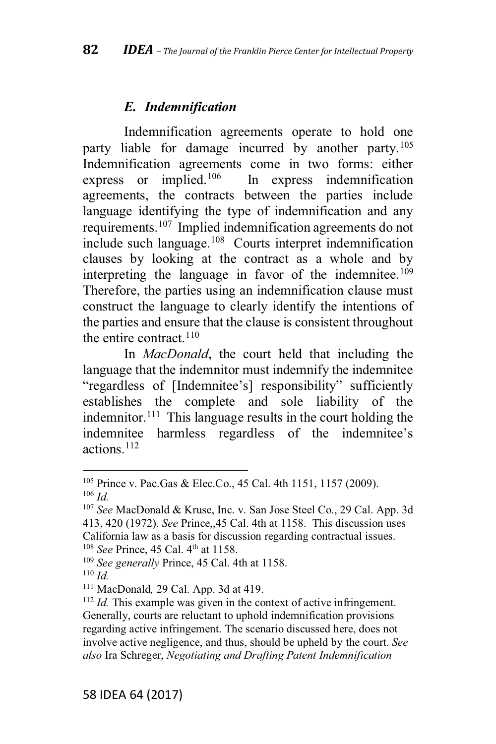### *E. Indemnification*

Indemnification agreements operate to hold one party liable for damage incurred by another party.[105] Indemnification agreements come in two forms: either express or implied.[106] In express indemnification agreements, the contracts between the parties include language identifying the type of indemnification and any requirements.[107] Implied indemnification agreements do not include such language.[108] Courts interpret indemnification clauses by looking at the contract as a whole and by interpreting the language in favor of the indemnitee.[109] Therefore, the parties using an indemnification clause must construct the language to clearly identify the intentions of the parties and ensure that the clause is consistent throughout the entire contract.[110]

In *MacDonald*, the court held that including the language that the indemnitor must indemnify the indemnitee "regardless of [Indemnitee's] responsibility" sufficiently establishes the complete and sole liability of the indemnitor.[111] This language results in the court holding the indemnitee harmless regardless of the indemnitee's actions.[112]

---

[105] Prince v. Pac.Gas & Elec.Co., 45 Cal. 4th 1151, 1157 (2009).

[106] *Id.*

[107] *See* MacDonald & Kruse, Inc. v. San Jose Steel Co., 29 Cal. App. 3d 413, 420 (1972). *See* Prince,,45 Cal. 4th at 1158. This discussion uses California law as a basis for discussion regarding contractual issues.

[108] *See* Prince, 45 Cal. 4th at 1158.

[109] *See generally* Prince, 45 Cal. 4th at 1158.

[110] *Id.*

[111] MacDonald*,* 29 Cal. App. 3d at 419.

[112] *Id.* This example was given in the context of active infringement. Generally, courts are reluctant to uphold indemnification provisions regarding active infringement. The scenario discussed here, does not involve active negligence, and thus, should be upheld by the court. *See also* Ira Schreger, *Negotiating and Drafting Patent Indemnification*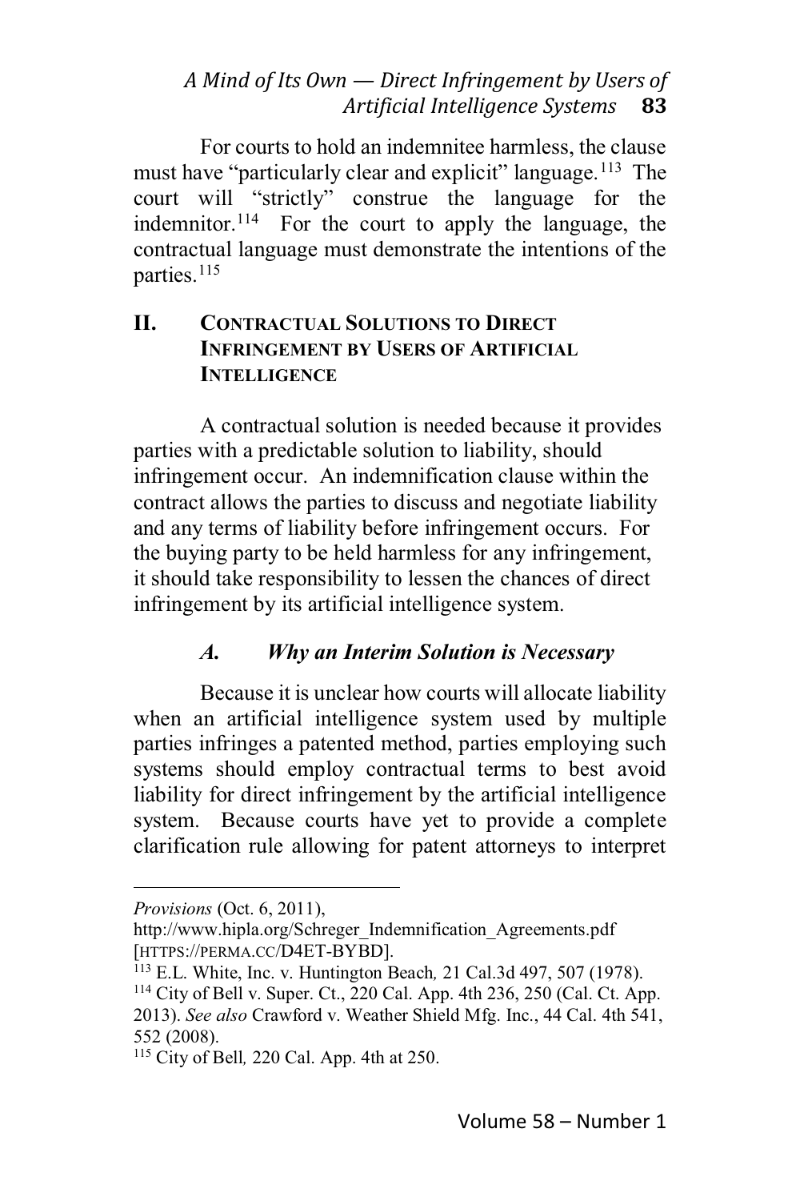For courts to hold an indemnitee harmless, the clause must have "particularly clear and explicit" language.[113] The court will "strictly" construe the language for the indemnitor.[114] For the court to apply the language, the contractual language must demonstrate the intentions of the parties.[115]

## II. Contractual Solutions to Direct Infringement by Users of Artificial Intelligence

A contractual solution is needed because it provides parties with a predictable solution to liability, should infringement occur. An indemnification clause within the contract allows the parties to discuss and negotiate liability and any terms of liability before infringement occurs. For the buying party to be held harmless for any infringement, it should take responsibility to lessen the chances of direct infringement by its artificial intelligence system.

### *A. Why an Interim Solution is Necessary*

Because it is unclear how courts will allocate liability when an artificial intelligence system used by multiple parties infringes a patented method, parties employing such systems should employ contractual terms to best avoid liability for direct infringement by the artificial intelligence system. Because courts have yet to provide a complete clarification rule allowing for patent attorneys to interpret

---

*Provisions* (Oct. 6, 2011), http://www.hipla.org/Schreger_Indemnification_Agreements.pdf [HTTPS://PERMA.CC/D4ET-BYBD].

[113] E.L. White, Inc. v. Huntington Beach, 21 Cal.3d 497, 507 (1978).

[114] City of Bell v. Super. Ct., 220 Cal. App. 4th 236, 250 (Cal. Ct. App. 2013). *See also* Crawford v. Weather Shield Mfg. Inc., 44 Cal. 4th 541, 552 (2008).

[115] City of Bell, 220 Cal. App. 4th at 250.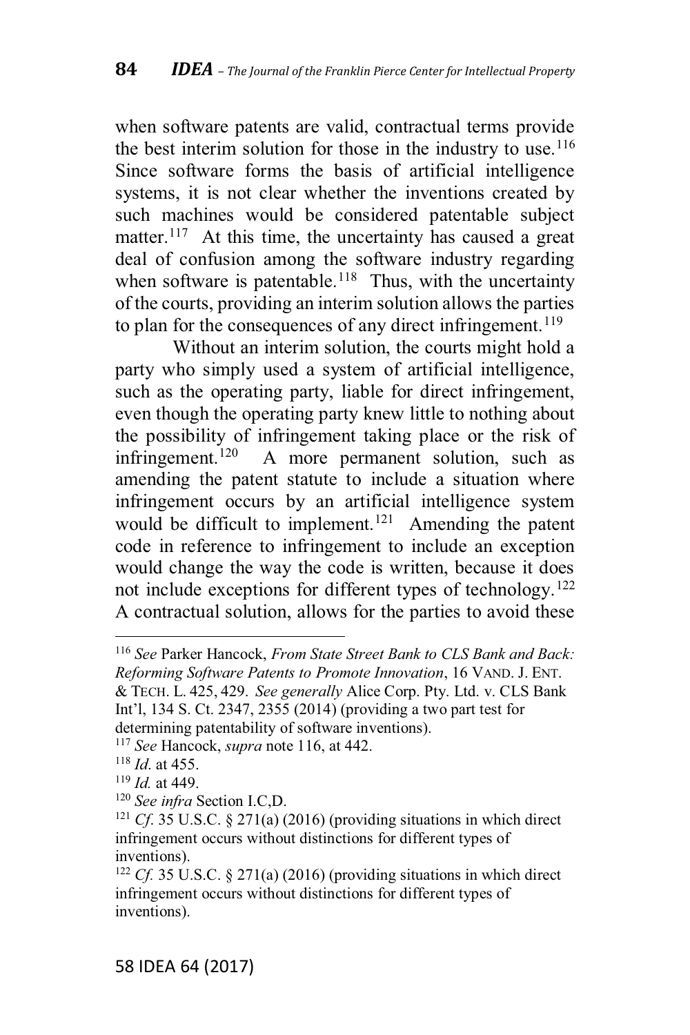when software patents are valid, contractual terms provide the best interim solution for those in the industry to use.[116] Since software forms the basis of artificial intelligence systems, it is not clear whether the inventions created by such machines would be considered patentable subject matter.[117] At this time, the uncertainty has caused a great deal of confusion among the software industry regarding when software is patentable.[118] Thus, with the uncertainty of the courts, providing an interim solution allows the parties to plan for the consequences of any direct infringement.[119]

Without an interim solution, the courts might hold a party who simply used a system of artificial intelligence, such as the operating party, liable for direct infringement, even though the operating party knew little to nothing about the possibility of infringement taking place or the risk of infringement.[120] A more permanent solution, such as amending the patent statute to include a situation where infringement occurs by an artificial intelligence system would be difficult to implement.[121] Amending the patent code in reference to infringement to include an exception would change the way the code is written, because it does not include exceptions for different types of technology.[122] A contractual solution, allows for the parties to avoid these

---

[116] *See* Parker Hancock, *From State Street Bank to CLS Bank and Back: Reforming Software Patents to Promote Innovation*, 16 VAND. J. ENT. & TECH. L. 425, 429. *See generally* Alice Corp. Pty. Ltd. v. CLS Bank Int'l, 134 S. Ct. 2347, 2355 (2014) (providing a two part test for determining patentability of software inventions).

[117] *See* Hancock, *supra* note 116, at 442.

[118] *Id*. at 455.

[119] *Id.* at 449.

[120] *See infra* Section I.C,D.

[121] *Cf*. 35 U.S.C. § 271(a) (2016) (providing situations in which direct infringement occurs without distinctions for different types of inventions).

[122] *Cf.* 35 U.S.C. § 271(a) (2016) (providing situations in which direct infringement occurs without distinctions for different types of inventions).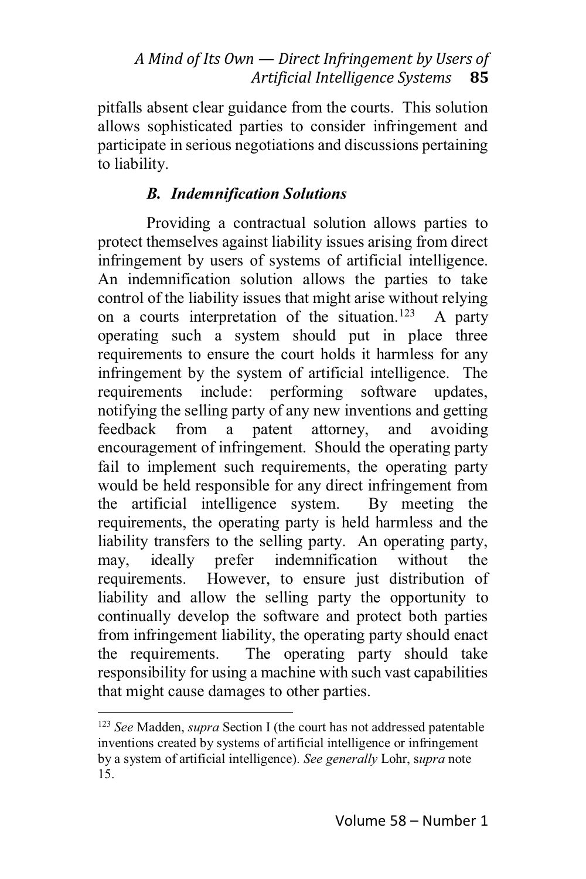pitfalls absent clear guidance from the courts. This solution allows sophisticated parties to consider infringement and participate in serious negotiations and discussions pertaining to liability.

### *B. Indemnification Solutions*

Providing a contractual solution allows parties to protect themselves against liability issues arising from direct infringement by users of systems of artificial intelligence. An indemnification solution allows the parties to take control of the liability issues that might arise without relying on a courts interpretation of the situation.[123] A party operating such a system should put in place three requirements to ensure the court holds it harmless for any infringement by the system of artificial intelligence. The requirements include: performing software updates, notifying the selling party of any new inventions and getting feedback from a patent attorney, and avoiding encouragement of infringement. Should the operating party fail to implement such requirements, the operating party would be held responsible for any direct infringement from the artificial intelligence system. By meeting the requirements, the operating party is held harmless and the liability transfers to the selling party. An operating party, may, ideally prefer indemnification without the requirements. However, to ensure just distribution of liability and allow the selling party the opportunity to continually develop the software and protect both parties from infringement liability, the operating party should enact the requirements. The operating party should take responsibility for using a machine with such vast capabilities that might cause damages to other parties.

---

[123] *See* Madden, *supra* Section I (the court has not addressed patentable inventions created by systems of artificial intelligence or infringement by a system of artificial intelligence). *See generally* Lohr, s*upra* note 15.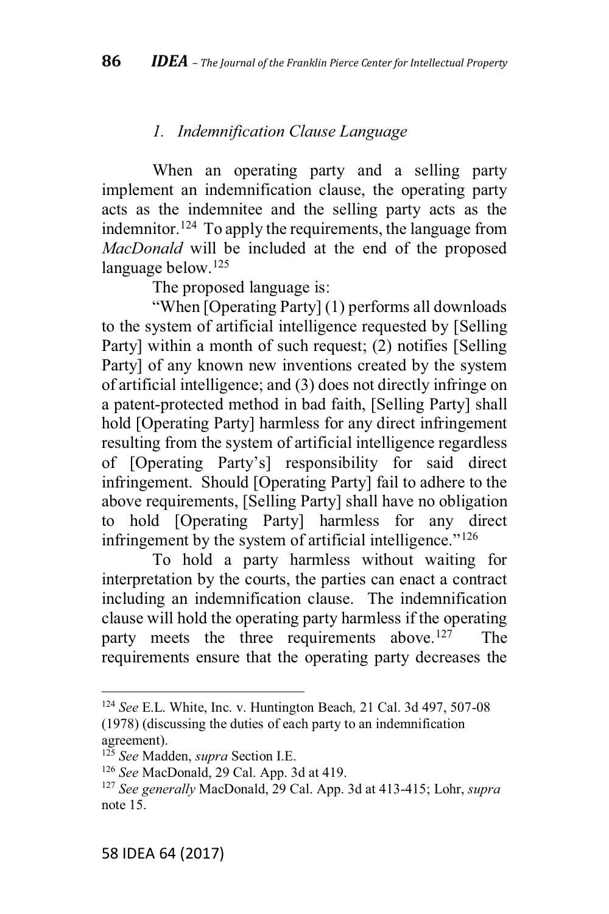### 1. *Indemnification Clause Language*

When an operating party and a selling party implement an indemnification clause, the operating party acts as the indemnitee and the selling party acts as the indemnitor.[124] To apply the requirements, the language from *MacDonald* will be included at the end of the proposed language below.[125]

The proposed language is:

"When [Operating Party] (1) performs all downloads to the system of artificial intelligence requested by [Selling Party] within a month of such request; (2) notifies [Selling Party] of any known new inventions created by the system of artificial intelligence; and (3) does not directly infringe on a patent-protected method in bad faith, [Selling Party] shall hold [Operating Party] harmless for any direct infringement resulting from the system of artificial intelligence regardless of [Operating Party's] responsibility for said direct infringement. Should [Operating Party] fail to adhere to the above requirements, [Selling Party] shall have no obligation to hold [Operating Party] harmless for any direct infringement by the system of artificial intelligence."[126]

To hold a party harmless without waiting for interpretation by the courts, the parties can enact a contract including an indemnification clause. The indemnification clause will hold the operating party harmless if the operating party meets the three requirements above.[127] The requirements ensure that the operating party decreases the

---

[124] *See* E.L. White, Inc. v. Huntington Beach, 21 Cal. 3d 497, 507-08 (1978) (discussing the duties of each party to an indemnification agreement).

[125] *See* Madden, *supra* Section I.E.

[126] *See* MacDonald, 29 Cal. App. 3d at 419.

[127] *See generally* MacDonald, 29 Cal. App. 3d at 413-415; Lohr, *supra* note 15.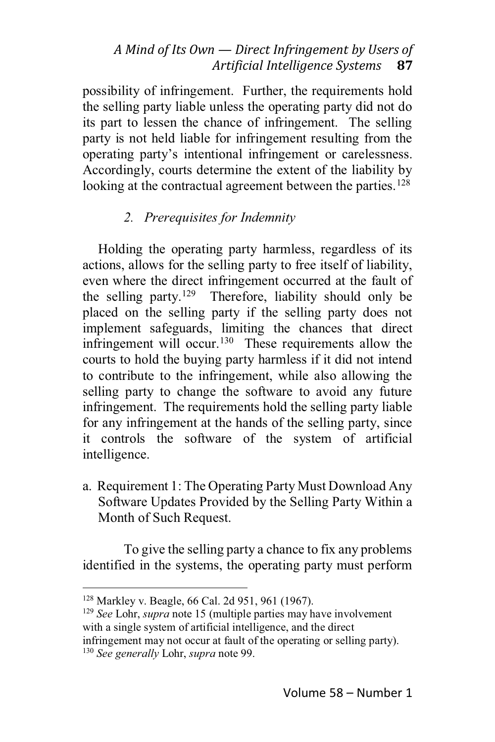possibility of infringement. Further, the requirements hold the selling party liable unless the operating party did not do its part to lessen the chance of infringement. The selling party is not held liable for infringement resulting from the operating party's intentional infringement or carelessness. Accordingly, courts determine the extent of the liability by looking at the contractual agreement between the parties.[128]

### *2. Prerequisites for Indemnity*

Holding the operating party harmless, regardless of its actions, allows for the selling party to free itself of liability, even where the direct infringement occurred at the fault of the selling party.[129] Therefore, liability should only be placed on the selling party if the selling party does not implement safeguards, limiting the chances that direct infringement will occur.[130] These requirements allow the courts to hold the buying party harmless if it did not intend to contribute to the infringement, while also allowing the selling party to change the software to avoid any future infringement. The requirements hold the selling party liable for any infringement at the hands of the selling party, since it controls the software of the system of artificial intelligence.

#### a. Requirement 1: The Operating Party Must Download Any Software Updates Provided by the Selling Party Within a Month of Such Request.

To give the selling party a chance to fix any problems identified in the systems, the operating party must perform

---

[128] Markley v. Beagle, 66 Cal. 2d 951, 961 (1967).

[129] *See* Lohr, *supra* note 15 (multiple parties may have involvement with a single system of artificial intelligence, and the direct infringement may not occur at fault of the operating or selling party).

[130] *See generally* Lohr, *supra* note 99.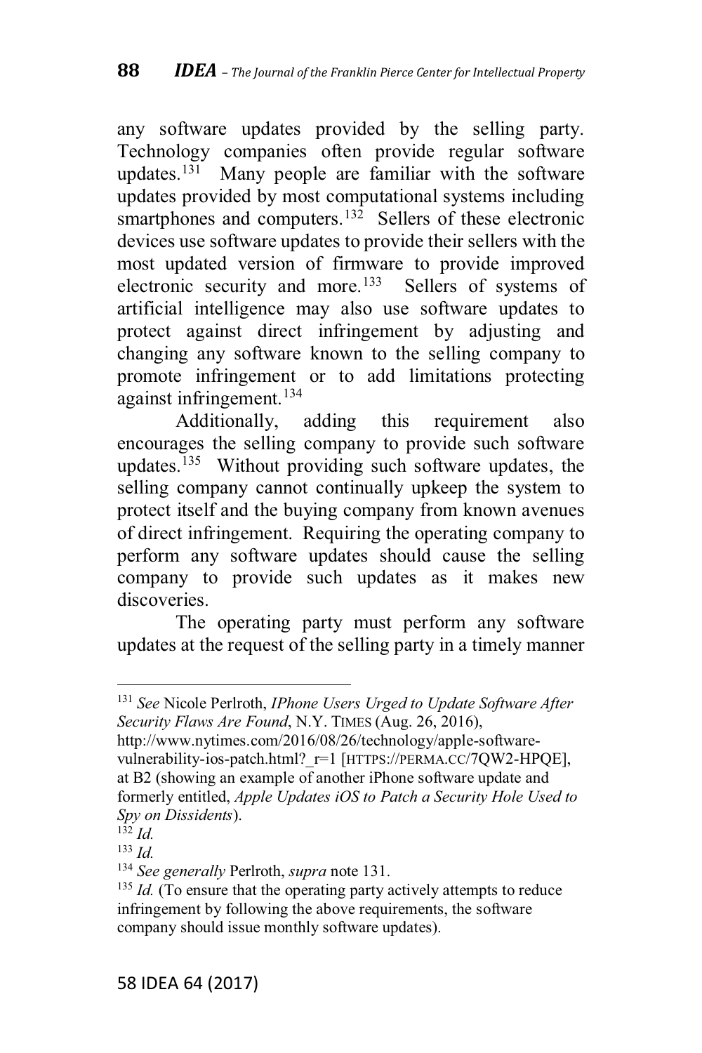any software updates provided by the selling party. Technology companies often provide regular software updates.[131] Many people are familiar with the software updates provided by most computational systems including smartphones and computers.[132] Sellers of these electronic devices use software updates to provide their sellers with the most updated version of firmware to provide improved electronic security and more.[133] Sellers of systems of artificial intelligence may also use software updates to protect against direct infringement by adjusting and changing any software known to the selling company to promote infringement or to add limitations protecting against infringement.[134]

Additionally, adding this requirement also encourages the selling company to provide such software updates.[135] Without providing such software updates, the selling company cannot continually upkeep the system to protect itself and the buying company from known avenues of direct infringement. Requiring the operating company to perform any software updates should cause the selling company to provide such updates as it makes new discoveries.

The operating party must perform any software updates at the request of the selling party in a timely manner

---

[131] *See* Nicole Perlroth, *IPhone Users Urged to Update Software After Security Flaws Are Found*, N.Y. TIMES (Aug. 26, 2016), http://www.nytimes.com/2016/08/26/technology/apple-software-vulnerability-ios-patch.html?_r=1 [HTTPS://PERMA.CC/7QW2-HPQE], at B2 (showing an example of another iPhone software update and formerly entitled, *Apple Updates iOS to Patch a Security Hole Used to Spy on Dissidents*).

[132] *Id.*

[133] *Id.*

[134] *See generally* Perlroth, *supra* note 131.

[135] *Id.* (To ensure that the operating party actively attempts to reduce infringement by following the above requirements, the software company should issue monthly software updates).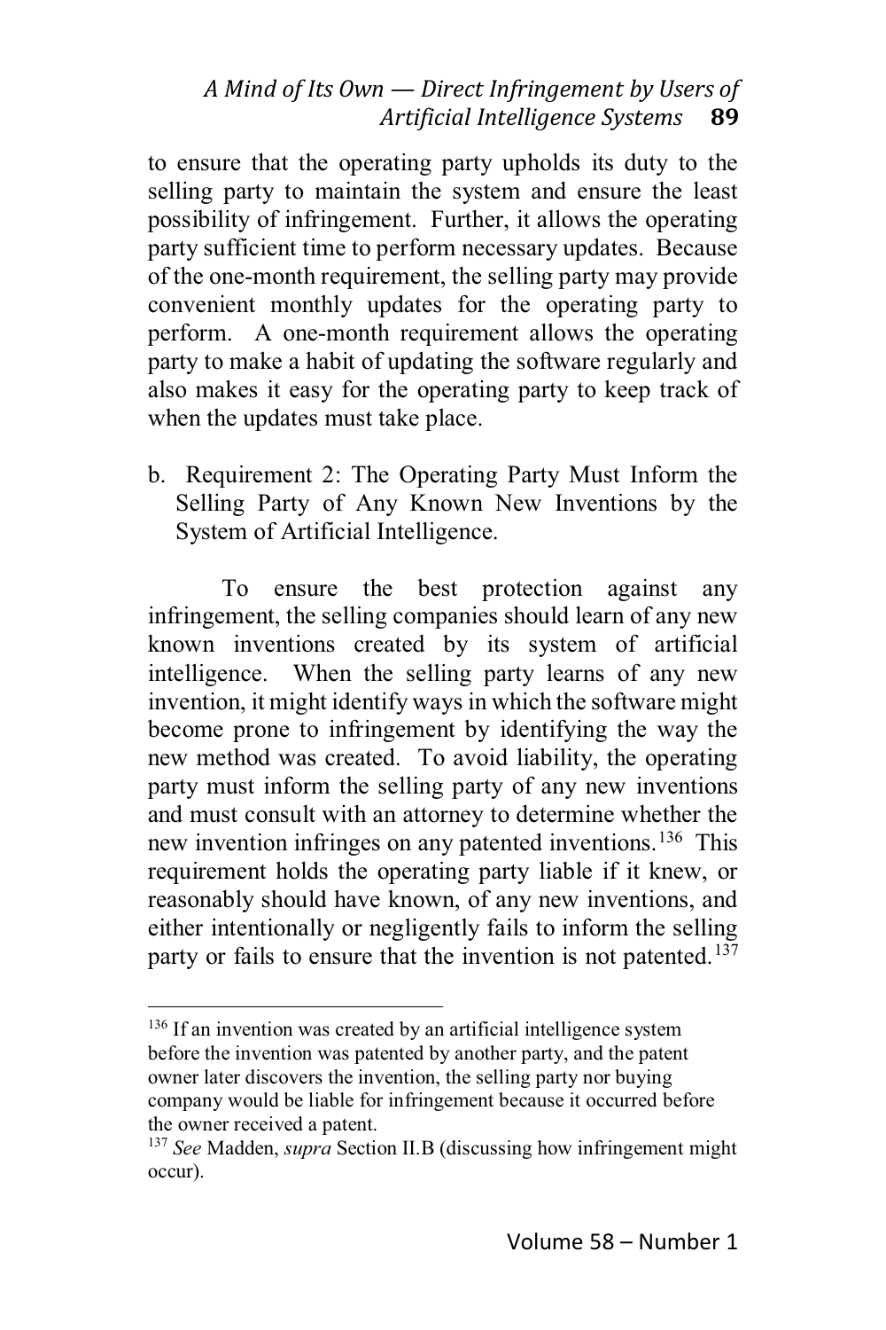to ensure that the operating party upholds its duty to the selling party to maintain the system and ensure the least possibility of infringement. Further, it allows the operating party sufficient time to perform necessary updates. Because of the one-month requirement, the selling party may provide convenient monthly updates for the operating party to perform. A one-month requirement allows the operating party to make a habit of updating the software regularly and also makes it easy for the operating party to keep track of when the updates must take place.

b. Requirement 2: The Operating Party Must Inform the Selling Party of Any Known New Inventions by the System of Artificial Intelligence.

To ensure the best protection against any infringement, the selling companies should learn of any new known inventions created by its system of artificial intelligence. When the selling party learns of any new invention, it might identify ways in which the software might become prone to infringement by identifying the way the new method was created. To avoid liability, the operating party must inform the selling party of any new inventions and must consult with an attorney to determine whether the new invention infringes on any patented inventions.[136] This requirement holds the operating party liable if it knew, or reasonably should have known, of any new inventions, and either intentionally or negligently fails to inform the selling party or fails to ensure that the invention is not patented.[137]

---

[136] If an invention was created by an artificial intelligence system before the invention was patented by another party, and the patent owner later discovers the invention, the selling party nor buying company would be liable for infringement because it occurred before the owner received a patent.

[137] *See* Madden, *supra* Section II.B (discussing how infringement might occur).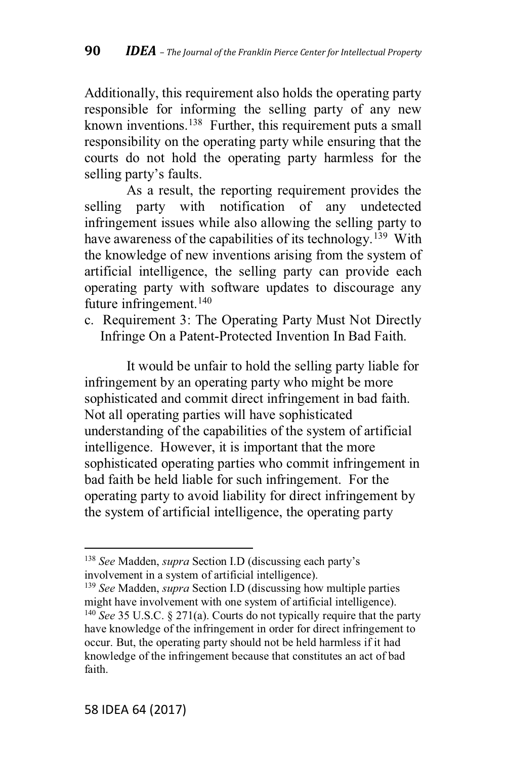Additionally, this requirement also holds the operating party responsible for informing the selling party of any new known inventions.[138] Further, this requirement puts a small responsibility on the operating party while ensuring that the courts do not hold the operating party harmless for the selling party's faults.

As a result, the reporting requirement provides the selling party with notification of any undetected infringement issues while also allowing the selling party to have awareness of the capabilities of its technology.[139] With the knowledge of new inventions arising from the system of artificial intelligence, the selling party can provide each operating party with software updates to discourage any future infringement.[140]

c. Requirement 3: The Operating Party Must Not Directly Infringe On a Patent-Protected Invention In Bad Faith.

It would be unfair to hold the selling party liable for infringement by an operating party who might be more sophisticated and commit direct infringement in bad faith. Not all operating parties will have sophisticated understanding of the capabilities of the system of artificial intelligence. However, it is important that the more sophisticated operating parties who commit infringement in bad faith be held liable for such infringement. For the operating party to avoid liability for direct infringement by the system of artificial intelligence, the operating party

---

[138] *See* Madden, *supra* Section I.D (discussing each party's involvement in a system of artificial intelligence).

[139] *See* Madden, *supra* Section I.D (discussing how multiple parties might have involvement with one system of artificial intelligence).

[140] *See* 35 U.S.C. § 271(a). Courts do not typically require that the party have knowledge of the infringement in order for direct infringement to occur. But, the operating party should not be held harmless if it had knowledge of the infringement because that constitutes an act of bad faith.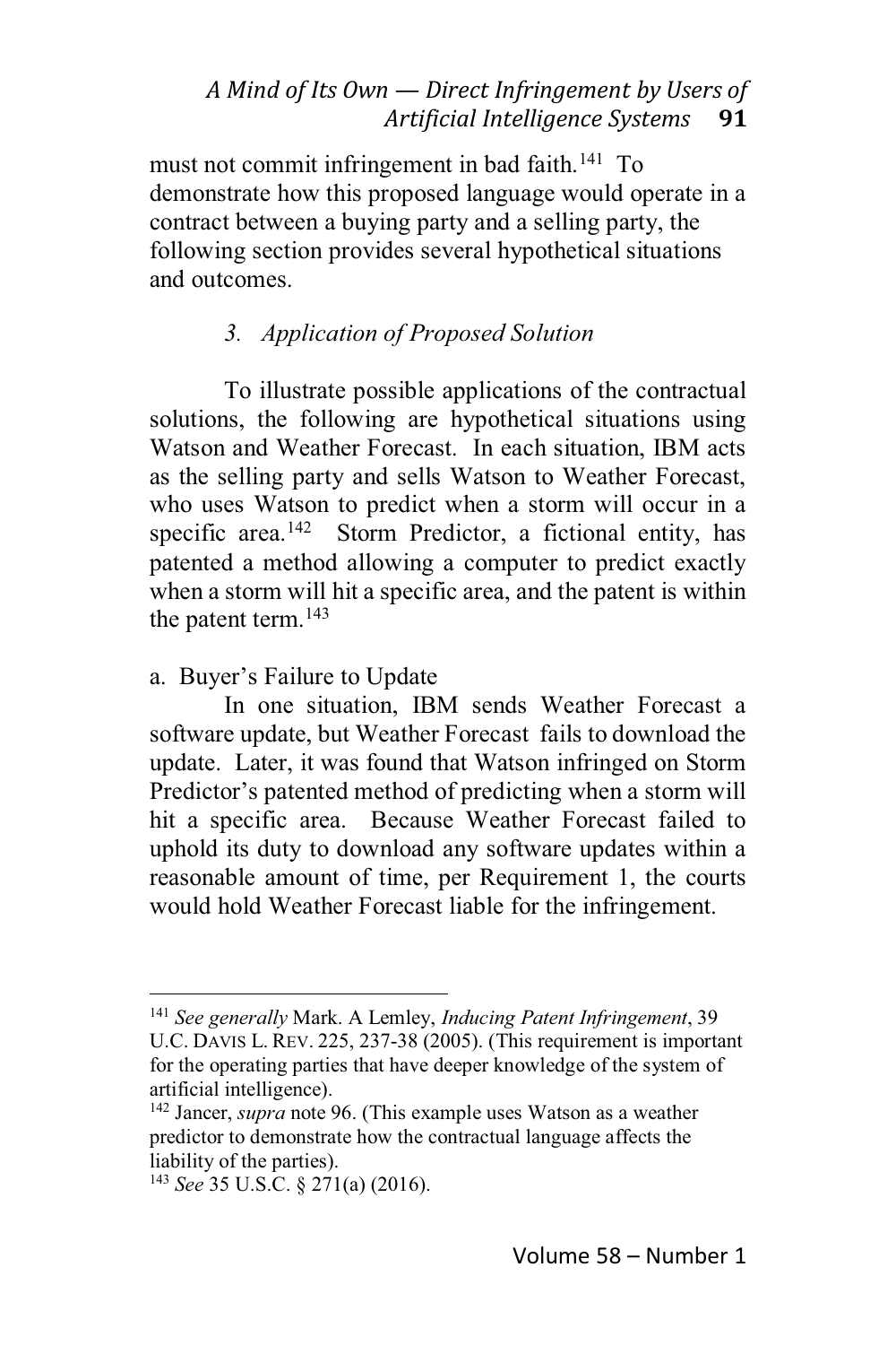must not commit infringement in bad faith.[141] To demonstrate how this proposed language would operate in a contract between a buying party and a selling party, the following section provides several hypothetical situations and outcomes.

### *3. Application of Proposed Solution*

To illustrate possible applications of the contractual solutions, the following are hypothetical situations using Watson and Weather Forecast. In each situation, IBM acts as the selling party and sells Watson to Weather Forecast, who uses Watson to predict when a storm will occur in a specific area.[142] Storm Predictor, a fictional entity, has patented a method allowing a computer to predict exactly when a storm will hit a specific area, and the patent is within the patent term.[143]

#### a. Buyer's Failure to Update

In one situation, IBM sends Weather Forecast a software update, but Weather Forecast fails to download the update. Later, it was found that Watson infringed on Storm Predictor's patented method of predicting when a storm will hit a specific area. Because Weather Forecast failed to uphold its duty to download any software updates within a reasonable amount of time, per Requirement 1, the courts would hold Weather Forecast liable for the infringement.

---

[141] *See generally* Mark. A Lemley, *Inducing Patent Infringement*, 39 U.C. DAVIS L. REV. 225, 237-38 (2005). (This requirement is important for the operating parties that have deeper knowledge of the system of artificial intelligence).

[142] Jancer, *supra* note 96. (This example uses Watson as a weather predictor to demonstrate how the contractual language affects the liability of the parties).

[143] *See* 35 U.S.C. § 271(a) (2016).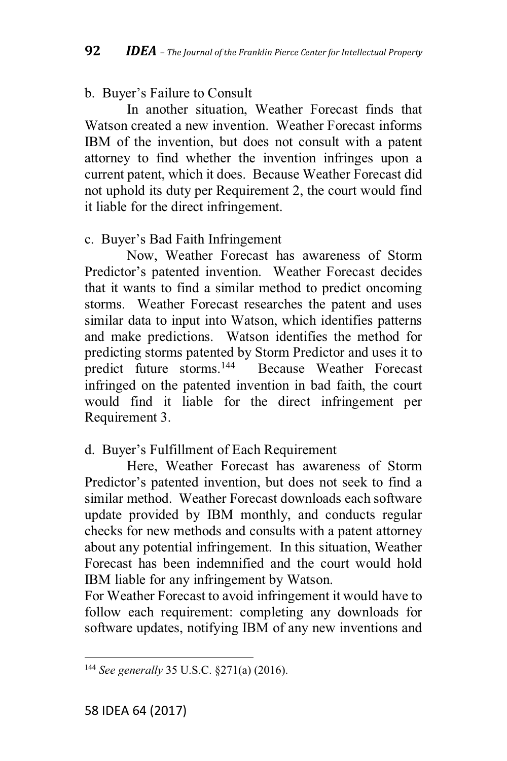b. Buyer's Failure to Consult

In another situation, Weather Forecast finds that Watson created a new invention. Weather Forecast informs IBM of the invention, but does not consult with a patent attorney to find whether the invention infringes upon a current patent, which it does. Because Weather Forecast did not uphold its duty per Requirement 2, the court would find it liable for the direct infringement.

c. Buyer's Bad Faith Infringement

Now, Weather Forecast has awareness of Storm Predictor's patented invention. Weather Forecast decides that it wants to find a similar method to predict oncoming storms. Weather Forecast researches the patent and uses similar data to input into Watson, which identifies patterns and make predictions. Watson identifies the method for predicting storms patented by Storm Predictor and uses it to predict future storms.[144] Because Weather Forecast infringed on the patented invention in bad faith, the court would find it liable for the direct infringement per Requirement 3.

d. Buyer's Fulfillment of Each Requirement

Here, Weather Forecast has awareness of Storm Predictor's patented invention, but does not seek to find a similar method. Weather Forecast downloads each software update provided by IBM monthly, and conducts regular checks for new methods and consults with a patent attorney about any potential infringement. In this situation, Weather Forecast has been indemnified and the court would hold IBM liable for any infringement by Watson.

For Weather Forecast to avoid infringement it would have to follow each requirement: completing any downloads for software updates, notifying IBM of any new inventions and

---

[144] *See generally* 35 U.S.C. §271(a) (2016).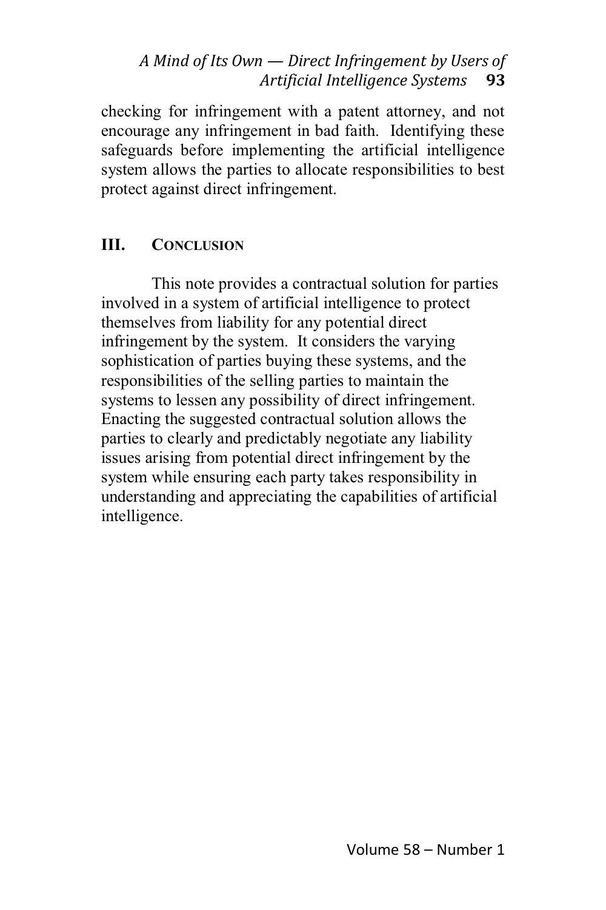checking for infringement with a patent attorney, and not encourage any infringement in bad faith. Identifying these safeguards before implementing the artificial intelligence system allows the parties to allocate responsibilities to best protect against direct infringement.

## III. CONCLUSION

This note provides a contractual solution for parties involved in a system of artificial intelligence to protect themselves from liability for any potential direct infringement by the system. It considers the varying sophistication of parties buying these systems, and the responsibilities of the selling parties to maintain the systems to lessen any possibility of direct infringement. Enacting the suggested contractual solution allows the parties to clearly and predictably negotiate any liability issues arising from potential direct infringement by the system while ensuring each party takes responsibility in understanding and appreciating the capabilities of artificial intelligence.